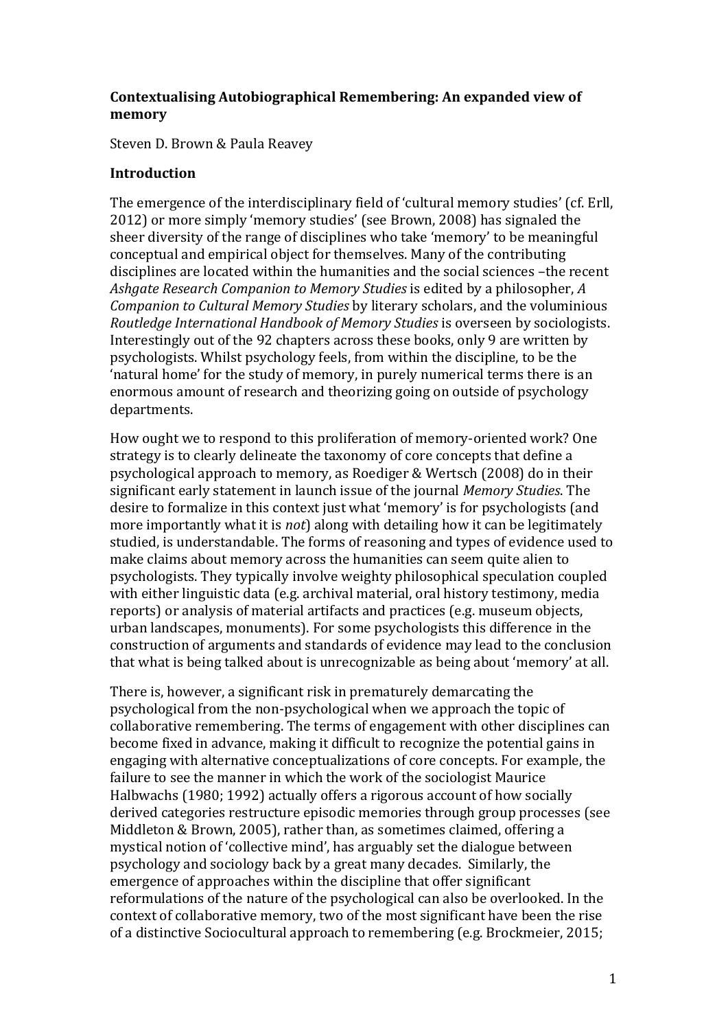**Contextualising Autobiographical Remembering: An expanded view of memory**

Steven D. Brown & Paula Reavey

## Introduction

The emergence of the interdisciplinary field of 'cultural memory studies' (cf. Erll, 2012) or more simply 'memory studies' (see Brown, 2008) has signaled the sheer diversity of the range of disciplines who take 'memory' to be meaningful conceptual and empirical object for themselves. Many of the contributing disciplines are located within the humanities and the social sciences –the recent *Ashgate Research Companion to Memory Studies* is edited by a philosopher, *A Companion to Cultural Memory Studies* by literary scholars, and the voluminious *Routledge International Handbook of Memory Studies* is overseen by sociologists. Interestingly out of the 92 chapters across these books, only 9 are written by psychologists. Whilst psychology feels, from within the discipline, to be the 'natural home' for the study of memory, in purely numerical terms there is an enormous amount of research and theorizing going on outside of psychology departments.

How ought we to respond to this proliferation of memory-oriented work? One strategy is to clearly delineate the taxonomy of core concepts that define a psychological approach to memory, as Roediger & Wertsch (2008) do in their significant early statement in launch issue of the journal *Memory Studies*. The desire to formalize in this context just what 'memory' is for psychologists (and more importantly what it is *not*) along with detailing how it can be legitimately studied, is understandable. The forms of reasoning and types of evidence used to make claims about memory across the humanities can seem quite alien to psychologists. They typically involve weighty philosophical speculation coupled with either linguistic data (e.g. archival material, oral history testimony, media reports) or analysis of material artifacts and practices (e.g. museum objects, urban landscapes, monuments). For some psychologists this difference in the construction of arguments and standards of evidence may lead to the conclusion that what is being talked about is unrecognizable as being about 'memory' at all.

There is, however, a significant risk in prematurely demarcating the psychological from the non-psychological when we approach the topic of collaborative remembering. The terms of engagement with other disciplines can become fixed in advance, making it difficult to recognize the potential gains in engaging with alternative conceptualizations of core concepts. For example, the failure to see the manner in which the work of the sociologist Maurice Halbwachs (1980; 1992) actually offers a rigorous account of how socially derived categories restructure episodic memories through group processes (see Middleton & Brown, 2005), rather than, as sometimes claimed, offering a mystical notion of 'collective mind', has arguably set the dialogue between psychology and sociology back by a great many decades. Similarly, the emergence of approaches within the discipline that offer significant reformulations of the nature of the psychological can also be overlooked. In the context of collaborative memory, two of the most significant have been the rise of a distinctive Sociocultural approach to remembering (e.g. Brockmeier, 2015;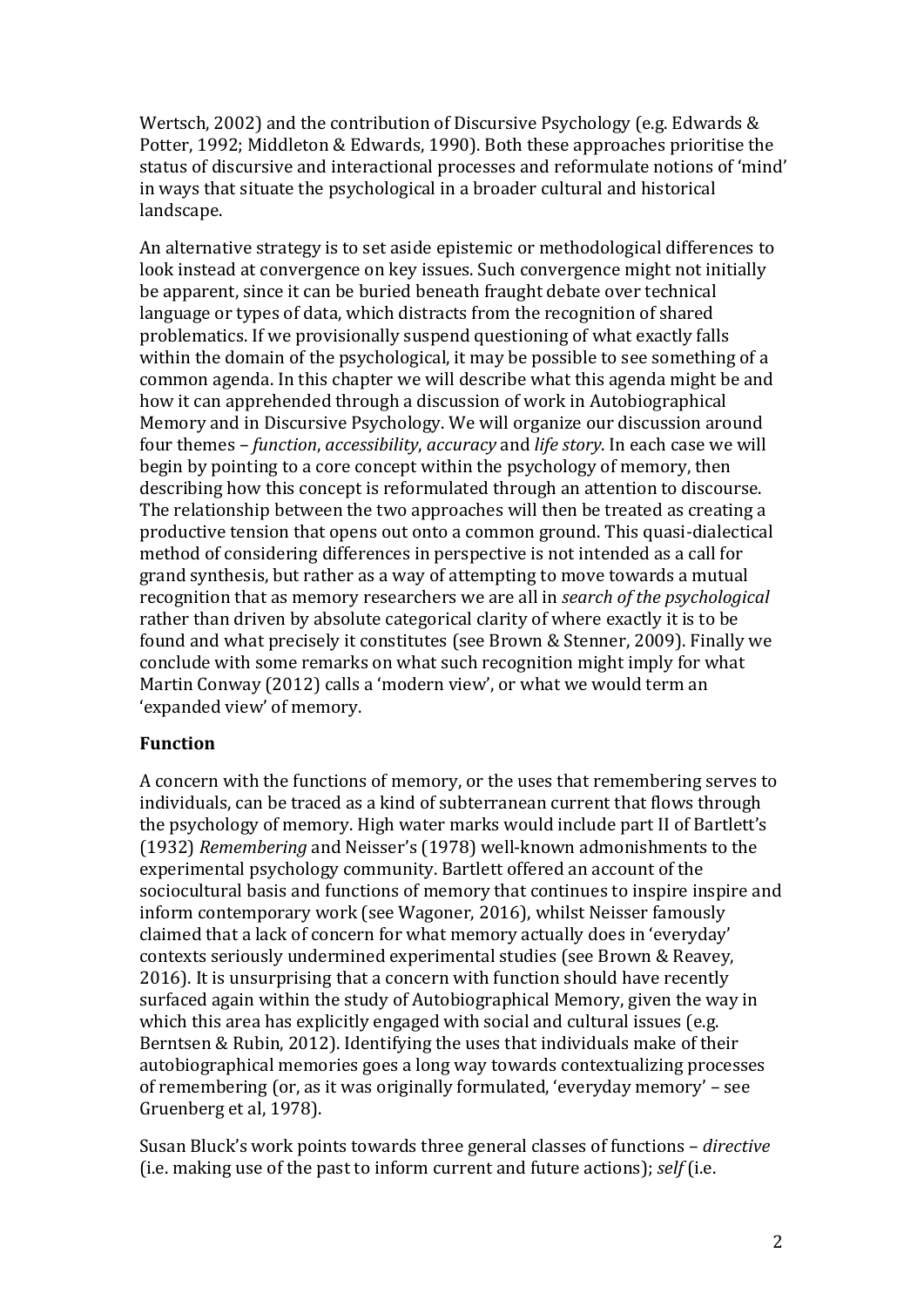Wertsch, 2002) and the contribution of Discursive Psychology (e.g. Edwards & Potter, 1992; Middleton & Edwards, 1990). Both these approaches prioritise the status of discursive and interactional processes and reformulate notions of 'mind' in ways that situate the psychological in a broader cultural and historical landscape.

An alternative strategy is to set aside epistemic or methodological differences to look instead at convergence on key issues. Such convergence might not initially be apparent, since it can be buried beneath fraught debate over technical language or types of data, which distracts from the recognition of shared problematics. If we provisionally suspend questioning of what exactly falls within the domain of the psychological, it may be possible to see something of a common agenda. In this chapter we will describe what this agenda might be and how it can apprehended through a discussion of work in Autobiographical Memory and in Discursive Psychology. We will organize our discussion around four themes – *function*, *accessibility*, *accuracy* and *life story*. In each case we will begin by pointing to a core concept within the psychology of memory, then describing how this concept is reformulated through an attention to discourse. The relationship between the two approaches will then be treated as creating a productive tension that opens out onto a common ground. This quasi-dialectical method of considering differences in perspective is not intended as a call for grand synthesis, but rather as a way of attempting to move towards a mutual recognition that as memory researchers we are all in *search of the psychological* rather than driven by absolute categorical clarity of where exactly it is to be found and what precisely it constitutes (see Brown & Stenner, 2009). Finally we conclude with some remarks on what such recognition might imply for what Martin Conway (2012) calls a 'modern view', or what we would term an 'expanded view' of memory.

## Function

A concern with the functions of memory, or the uses that remembering serves to individuals, can be traced as a kind of subterranean current that flows through the psychology of memory. High water marks would include part II of Bartlett's (1932) *Remembering* and Neisser's (1978) well-known admonishments to the experimental psychology community. Bartlett offered an account of the sociocultural basis and functions of memory that continues to inspire inspire and inform contemporary work (see Wagoner, 2016), whilst Neisser famously claimed that a lack of concern for what memory actually does in 'everyday' contexts seriously undermined experimental studies (see Brown & Reavey, 2016). It is unsurprising that a concern with function should have recently surfaced again within the study of Autobiographical Memory, given the way in which this area has explicitly engaged with social and cultural issues (e.g. Berntsen & Rubin, 2012). Identifying the uses that individuals make of their autobiographical memories goes a long way towards contextualizing processes of remembering (or, as it was originally formulated, 'everyday memory' – see Gruenberg et al, 1978).

Susan Bluck's work points towards three general classes of functions – *directive* (i.e. making use of the past to inform current and future actions); *self* (i.e.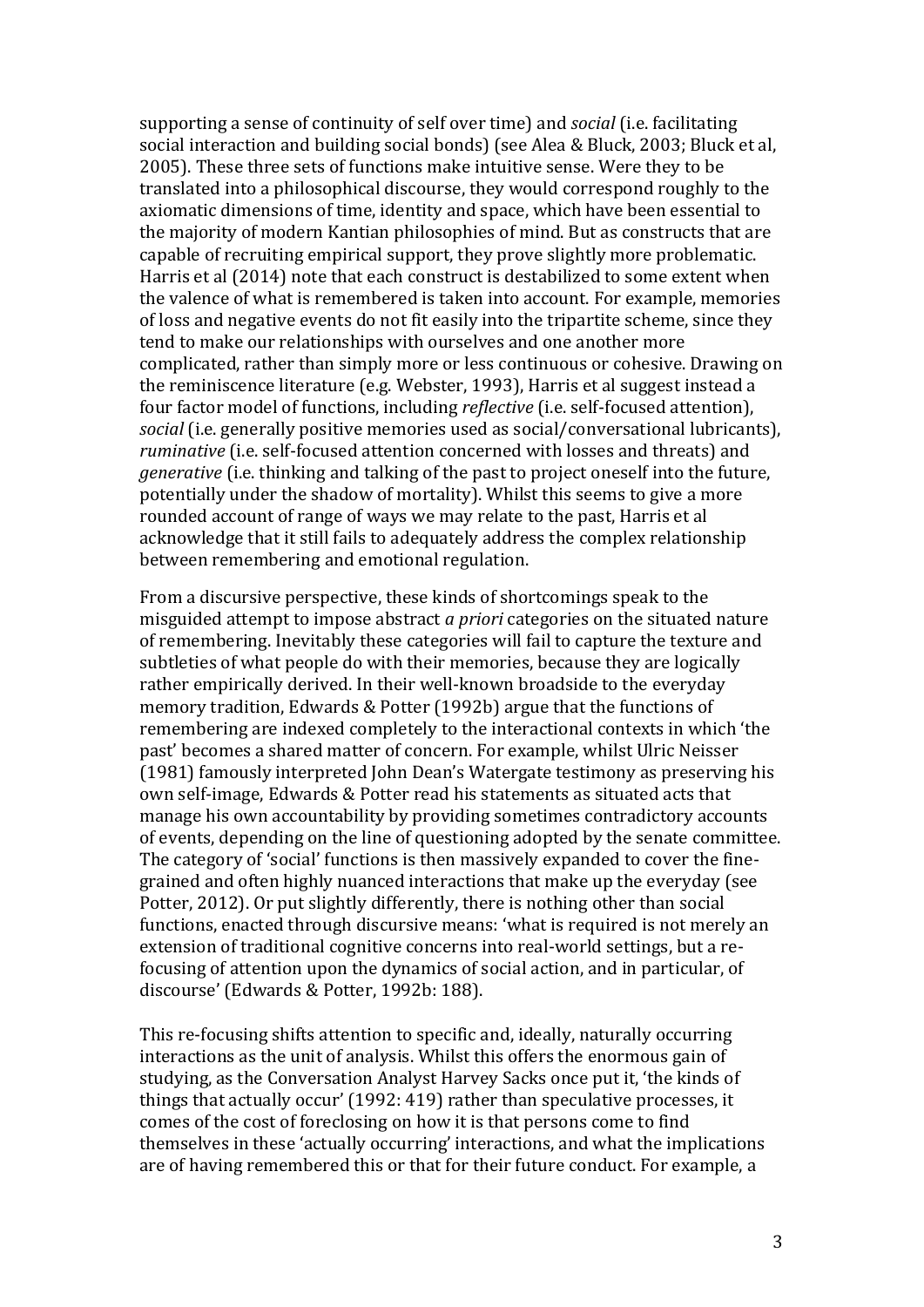supporting a sense of continuity of self over time) and *social* (i.e. facilitating social interaction and building social bonds) (see Alea & Bluck, 2003; Bluck et al, 2005). These three sets of functions make intuitive sense. Were they to be translated into a philosophical discourse, they would correspond roughly to the axiomatic dimensions of time, identity and space, which have been essential to the majority of modern Kantian philosophies of mind. But as constructs that are capable of recruiting empirical support, they prove slightly more problematic. Harris et al (2014) note that each construct is destabilized to some extent when the valence of what is remembered is taken into account. For example, memories of loss and negative events do not fit easily into the tripartite scheme, since they tend to make our relationships with ourselves and one another more complicated, rather than simply more or less continuous or cohesive. Drawing on the reminiscence literature (e.g. Webster, 1993), Harris et al suggest instead a four factor model of functions, including *reflective* (i.e. self-focused attention), *social* (i.e. generally positive memories used as social/conversational lubricants), *ruminative* (i.e. self-focused attention concerned with losses and threats) and *generative* (i.e. thinking and talking of the past to project oneself into the future, potentially under the shadow of mortality). Whilst this seems to give a more rounded account of range of ways we may relate to the past, Harris et al acknowledge that it still fails to adequately address the complex relationship between remembering and emotional regulation.

From a discursive perspective, these kinds of shortcomings speak to the misguided attempt to impose abstract *a priori* categories on the situated nature of remembering. Inevitably these categories will fail to capture the texture and subtleties of what people do with their memories, because they are logically rather empirically derived. In their well-known broadside to the everyday memory tradition, Edwards & Potter (1992b) argue that the functions of remembering are indexed completely to the interactional contexts in which 'the past' becomes a shared matter of concern. For example, whilst Ulric Neisser (1981) famously interpreted John Dean's Watergate testimony as preserving his own self-image, Edwards & Potter read his statements as situated acts that manage his own accountability by providing sometimes contradictory accounts of events, depending on the line of questioning adopted by the senate committee. The category of 'social' functions is then massively expanded to cover the fine-grained and often highly nuanced interactions that make up the everyday (see Potter, 2012). Or put slightly differently, there is nothing other than social functions, enacted through discursive means: 'what is required is not merely an extension of traditional cognitive concerns into real-world settings, but a re-focusing of attention upon the dynamics of social action, and in particular, of discourse' (Edwards & Potter, 1992b: 188).

This re-focusing shifts attention to specific and, ideally, naturally occurring interactions as the unit of analysis. Whilst this offers the enormous gain of studying, as the Conversation Analyst Harvey Sacks once put it, 'the kinds of things that actually occur' (1992: 419) rather than speculative processes, it comes of the cost of foreclosing on how it is that persons come to find themselves in these 'actually occurring' interactions, and what the implications are of having remembered this or that for their future conduct. For example, a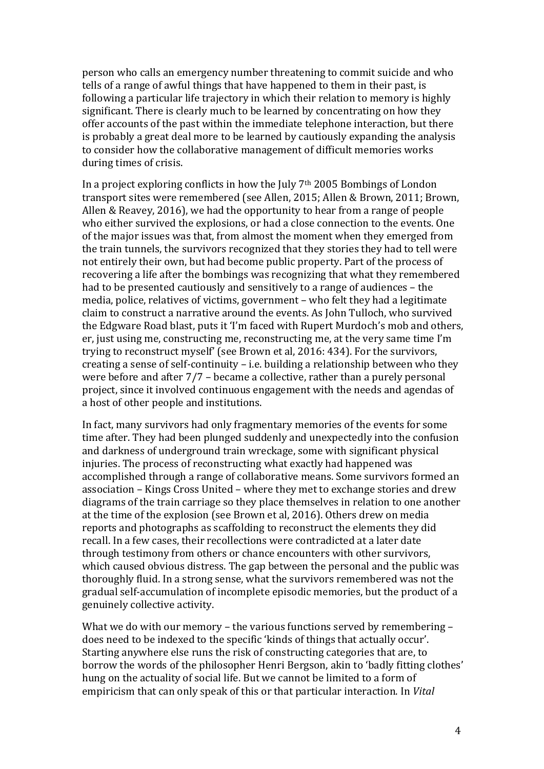person who calls an emergency number threatening to commit suicide and who tells of a range of awful things that have happened to them in their past, is following a particular life trajectory in which their relation to memory is highly significant. There is clearly much to be learned by concentrating on how they offer accounts of the past within the immediate telephone interaction, but there is probably a great deal more to be learned by cautiously expanding the analysis to consider how the collaborative management of difficult memories works during times of crisis.

In a project exploring conflicts in how the July 7th 2005 Bombings of London transport sites were remembered (see Allen, 2015; Allen & Brown, 2011; Brown, Allen & Reavey, 2016), we had the opportunity to hear from a range of people who either survived the explosions, or had a close connection to the events. One of the major issues was that, from almost the moment when they emerged from the train tunnels, the survivors recognized that they stories they had to tell were not entirely their own, but had become public property. Part of the process of recovering a life after the bombings was recognizing that what they remembered had to be presented cautiously and sensitively to a range of audiences – the media, police, relatives of victims, government – who felt they had a legitimate claim to construct a narrative around the events. As John Tulloch, who survived the Edgware Road blast, puts it 'I'm faced with Rupert Murdoch's mob and others, er, just using me, constructing me, reconstructing me, at the very same time I'm trying to reconstruct myself' (see Brown et al, 2016: 434). For the survivors, creating a sense of self-continuity – i.e. building a relationship between who they were before and after 7/7 – became a collective, rather than a purely personal project, since it involved continuous engagement with the needs and agendas of a host of other people and institutions.

In fact, many survivors had only fragmentary memories of the events for some time after. They had been plunged suddenly and unexpectedly into the confusion and darkness of underground train wreckage, some with significant physical injuries. The process of reconstructing what exactly had happened was accomplished through a range of collaborative means. Some survivors formed an association – Kings Cross United – where they met to exchange stories and drew diagrams of the train carriage so they place themselves in relation to one another at the time of the explosion (see Brown et al, 2016). Others drew on media reports and photographs as scaffolding to reconstruct the elements they did recall. In a few cases, their recollections were contradicted at a later date through testimony from others or chance encounters with other survivors, which caused obvious distress. The gap between the personal and the public was thoroughly fluid. In a strong sense, what the survivors remembered was not the gradual self-accumulation of incomplete episodic memories, but the product of a genuinely collective activity.

What we do with our memory – the various functions served by remembering – does need to be indexed to the specific 'kinds of things that actually occur'. Starting anywhere else runs the risk of constructing categories that are, to borrow the words of the philosopher Henri Bergson, akin to 'badly fitting clothes' hung on the actuality of social life. But we cannot be limited to a form of empiricism that can only speak of this or that particular interaction. In *Vital*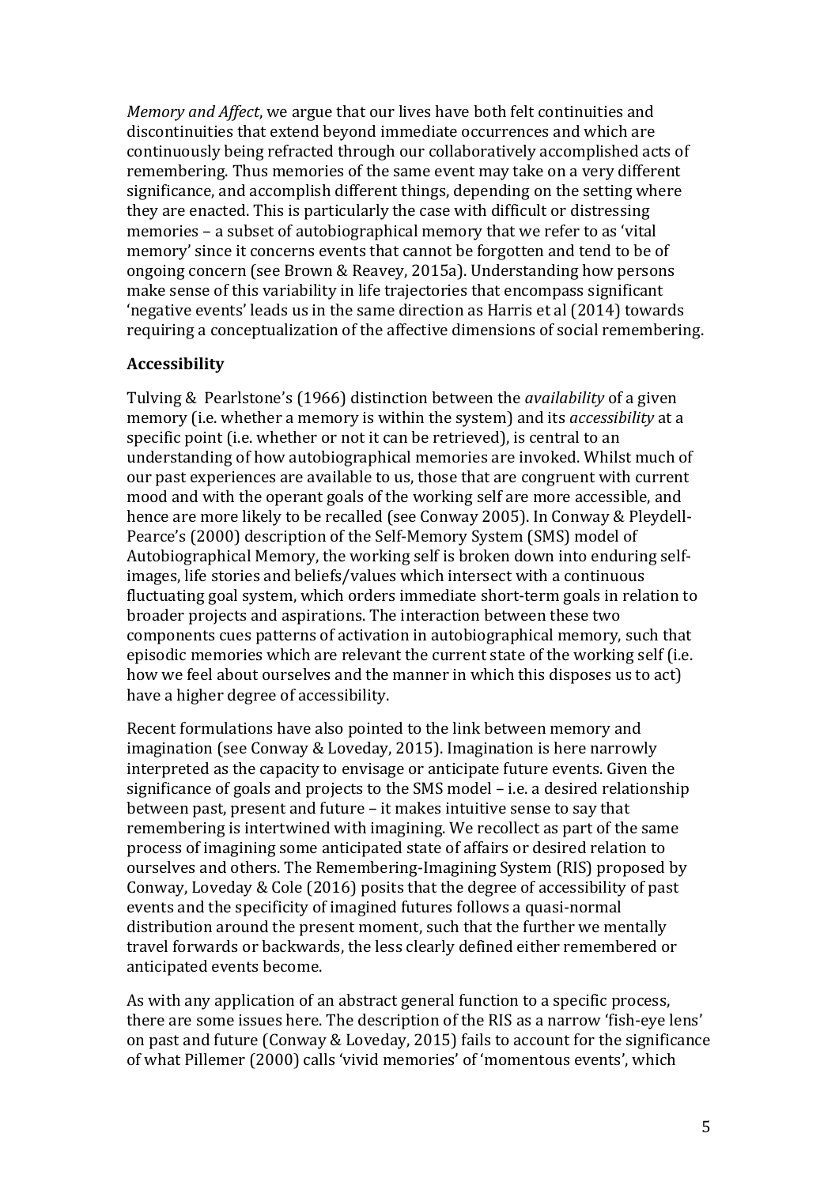*Memory and Affect*, we argue that our lives have both felt continuities and discontinuities that extend beyond immediate occurrences and which are continuously being refracted through our collaboratively accomplished acts of remembering. Thus memories of the same event may take on a very different significance, and accomplish different things, depending on the setting where they are enacted. This is particularly the case with difficult or distressing memories – a subset of autobiographical memory that we refer to as 'vital memory' since it concerns events that cannot be forgotten and tend to be of ongoing concern (see Brown & Reavey, 2015a). Understanding how persons make sense of this variability in life trajectories that encompass significant 'negative events' leads us in the same direction as Harris et al (2014) towards requiring a conceptualization of the affective dimensions of social remembering.

**Accessibility**

Tulving & Pearlstone's (1966) distinction between the *availability* of a given memory (i.e. whether a memory is within the system) and its *accessibility* at a specific point (i.e. whether or not it can be retrieved), is central to an understanding of how autobiographical memories are invoked. Whilst much of our past experiences are available to us, those that are congruent with current mood and with the operant goals of the working self are more accessible, and hence are more likely to be recalled (see Conway 2005). In Conway & Pleydell-Pearce's (2000) description of the Self-Memory System (SMS) model of Autobiographical Memory, the working self is broken down into enduring self-images, life stories and beliefs/values which intersect with a continuous fluctuating goal system, which orders immediate short-term goals in relation to broader projects and aspirations. The interaction between these two components cues patterns of activation in autobiographical memory, such that episodic memories which are relevant the current state of the working self (i.e. how we feel about ourselves and the manner in which this disposes us to act) have a higher degree of accessibility.

Recent formulations have also pointed to the link between memory and imagination (see Conway & Loveday, 2015). Imagination is here narrowly interpreted as the capacity to envisage or anticipate future events. Given the significance of goals and projects to the SMS model – i.e. a desired relationship between past, present and future – it makes intuitive sense to say that remembering is intertwined with imagining. We recollect as part of the same process of imagining some anticipated state of affairs or desired relation to ourselves and others. The Remembering-Imagining System (RIS) proposed by Conway, Loveday & Cole (2016) posits that the degree of accessibility of past events and the specificity of imagined futures follows a quasi-normal distribution around the present moment, such that the further we mentally travel forwards or backwards, the less clearly defined either remembered or anticipated events become.

As with any application of an abstract general function to a specific process, there are some issues here. The description of the RIS as a narrow 'fish-eye lens' on past and future (Conway & Loveday, 2015) fails to account for the significance of what Pillemer (2000) calls 'vivid memories' of 'momentous events', which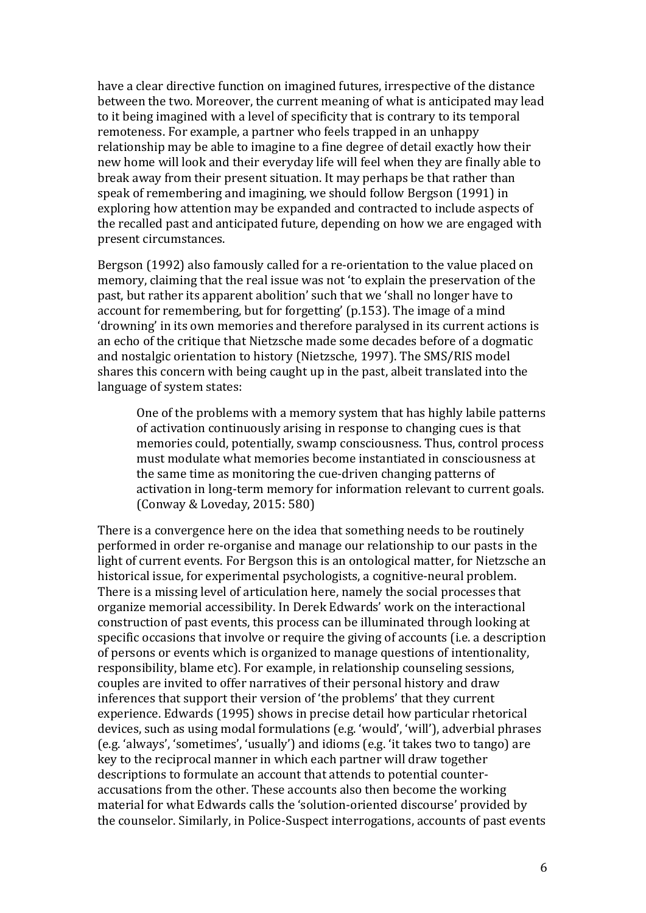have a clear directive function on imagined futures, irrespective of the distance between the two. Moreover, the current meaning of what is anticipated may lead to it being imagined with a level of specificity that is contrary to its temporal remoteness. For example, a partner who feels trapped in an unhappy relationship may be able to imagine to a fine degree of detail exactly how their new home will look and their everyday life will feel when they are finally able to break away from their present situation. It may perhaps be that rather than speak of remembering and imagining, we should follow Bergson (1991) in exploring how attention may be expanded and contracted to include aspects of the recalled past and anticipated future, depending on how we are engaged with present circumstances.

Bergson (1992) also famously called for a re-orientation to the value placed on memory, claiming that the real issue was not 'to explain the preservation of the past, but rather its apparent abolition' such that we 'shall no longer have to account for remembering, but for forgetting' (p.153). The image of a mind 'drowning' in its own memories and therefore paralysed in its current actions is an echo of the critique that Nietzsche made some decades before of a dogmatic and nostalgic orientation to history (Nietzsche, 1997). The SMS/RIS model shares this concern with being caught up in the past, albeit translated into the language of system states:

> One of the problems with a memory system that has highly labile patterns of activation continuously arising in response to changing cues is that memories could, potentially, swamp consciousness. Thus, control process must modulate what memories become instantiated in consciousness at the same time as monitoring the cue-driven changing patterns of activation in long-term memory for information relevant to current goals. (Conway & Loveday, 2015: 580)

There is a convergence here on the idea that something needs to be routinely performed in order re-organise and manage our relationship to our pasts in the light of current events. For Bergson this is an ontological matter, for Nietzsche an historical issue, for experimental psychologists, a cognitive-neural problem. There is a missing level of articulation here, namely the social processes that organize memorial accessibility. In Derek Edwards' work on the interactional construction of past events, this process can be illuminated through looking at specific occasions that involve or require the giving of accounts (i.e. a description of persons or events which is organized to manage questions of intentionality, responsibility, blame etc). For example, in relationship counseling sessions, couples are invited to offer narratives of their personal history and draw inferences that support their version of 'the problems' that they current experience. Edwards (1995) shows in precise detail how particular rhetorical devices, such as using modal formulations (e.g. 'would', 'will'), adverbial phrases (e.g. 'always', 'sometimes', 'usually') and idioms (e.g. 'it takes two to tango) are key to the reciprocal manner in which each partner will draw together descriptions to formulate an account that attends to potential counter-accusations from the other. These accounts also then become the working material for what Edwards calls the 'solution-oriented discourse' provided by the counselor. Similarly, in Police-Suspect interrogations, accounts of past events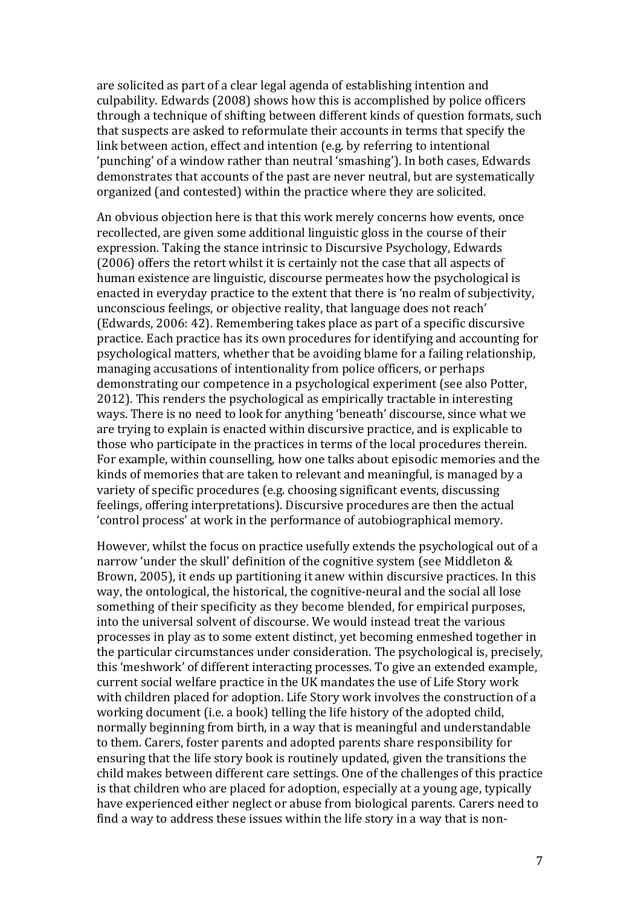are solicited as part of a clear legal agenda of establishing intention and culpability. Edwards (2008) shows how this is accomplished by police officers through a technique of shifting between different kinds of question formats, such that suspects are asked to reformulate their accounts in terms that specify the link between action, effect and intention (e.g. by referring to intentional 'punching' of a window rather than neutral 'smashing'). In both cases, Edwards demonstrates that accounts of the past are never neutral, but are systematically organized (and contested) within the practice where they are solicited.

An obvious objection here is that this work merely concerns how events, once recollected, are given some additional linguistic gloss in the course of their expression. Taking the stance intrinsic to Discursive Psychology, Edwards (2006) offers the retort whilst it is certainly not the case that all aspects of human existence are linguistic, discourse permeates how the psychological is enacted in everyday practice to the extent that there is 'no realm of subjectivity, unconscious feelings, or objective reality, that language does not reach' (Edwards, 2006: 42). Remembering takes place as part of a specific discursive practice. Each practice has its own procedures for identifying and accounting for psychological matters, whether that be avoiding blame for a failing relationship, managing accusations of intentionality from police officers, or perhaps demonstrating our competence in a psychological experiment (see also Potter, 2012). This renders the psychological as empirically tractable in interesting ways. There is no need to look for anything 'beneath' discourse, since what we are trying to explain is enacted within discursive practice, and is explicable to those who participate in the practices in terms of the local procedures therein. For example, within counselling, how one talks about episodic memories and the kinds of memories that are taken to relevant and meaningful, is managed by a variety of specific procedures (e.g. choosing significant events, discussing feelings, offering interpretations). Discursive procedures are then the actual 'control process' at work in the performance of autobiographical memory.

However, whilst the focus on practice usefully extends the psychological out of a narrow 'under the skull' definition of the cognitive system (see Middleton & Brown, 2005), it ends up partitioning it anew within discursive practices. In this way, the ontological, the historical, the cognitive-neural and the social all lose something of their specificity as they become blended, for empirical purposes, into the universal solvent of discourse. We would instead treat the various processes in play as to some extent distinct, yet becoming enmeshed together in the particular circumstances under consideration. The psychological is, precisely, this 'meshwork' of different interacting processes. To give an extended example, current social welfare practice in the UK mandates the use of Life Story work with children placed for adoption. Life Story work involves the construction of a working document (i.e. a book) telling the life history of the adopted child, normally beginning from birth, in a way that is meaningful and understandable to them. Carers, foster parents and adopted parents share responsibility for ensuring that the life story book is routinely updated, given the transitions the child makes between different care settings. One of the challenges of this practice is that children who are placed for adoption, especially at a young age, typically have experienced either neglect or abuse from biological parents. Carers need to find a way to address these issues within the life story in a way that is non-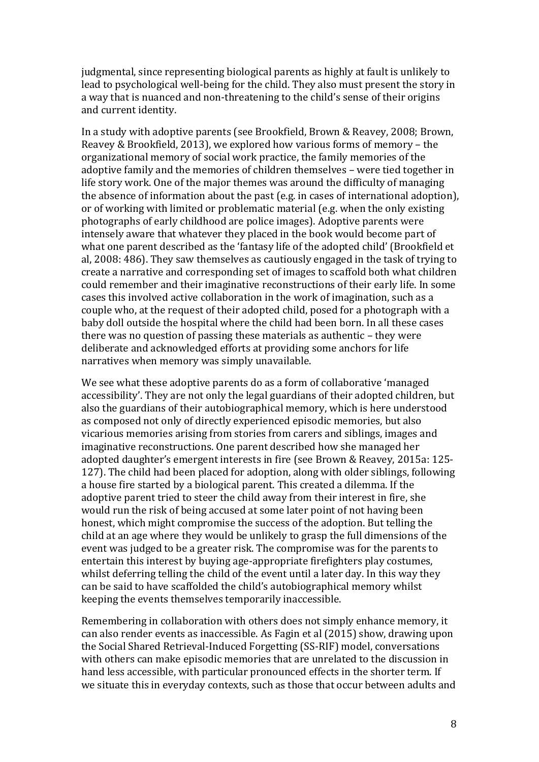judgmental, since representing biological parents as highly at fault is unlikely to lead to psychological well-being for the child. They also must present the story in a way that is nuanced and non-threatening to the child's sense of their origins and current identity.

In a study with adoptive parents (see Brookfield, Brown & Reavey, 2008; Brown, Reavey & Brookfield, 2013), we explored how various forms of memory – the organizational memory of social work practice, the family memories of the adoptive family and the memories of children themselves – were tied together in life story work. One of the major themes was around the difficulty of managing the absence of information about the past (e.g. in cases of international adoption), or of working with limited or problematic material (e.g. when the only existing photographs of early childhood are police images). Adoptive parents were intensely aware that whatever they placed in the book would become part of what one parent described as the 'fantasy life of the adopted child' (Brookfield et al, 2008: 486). They saw themselves as cautiously engaged in the task of trying to create a narrative and corresponding set of images to scaffold both what children could remember and their imaginative reconstructions of their early life. In some cases this involved active collaboration in the work of imagination, such as a couple who, at the request of their adopted child, posed for a photograph with a baby doll outside the hospital where the child had been born. In all these cases there was no question of passing these materials as authentic – they were deliberate and acknowledged efforts at providing some anchors for life narratives when memory was simply unavailable.

We see what these adoptive parents do as a form of collaborative 'managed accessibility'. They are not only the legal guardians of their adopted children, but also the guardians of their autobiographical memory, which is here understood as composed not only of directly experienced episodic memories, but also vicarious memories arising from stories from carers and siblings, images and imaginative reconstructions. One parent described how she managed her adopted daughter's emergent interests in fire (see Brown & Reavey, 2015a: 125-127). The child had been placed for adoption, along with older siblings, following a house fire started by a biological parent. This created a dilemma. If the adoptive parent tried to steer the child away from their interest in fire, she would run the risk of being accused at some later point of not having been honest, which might compromise the success of the adoption. But telling the child at an age where they would be unlikely to grasp the full dimensions of the event was judged to be a greater risk. The compromise was for the parents to entertain this interest by buying age-appropriate firefighters play costumes, whilst deferring telling the child of the event until a later day. In this way they can be said to have scaffolded the child's autobiographical memory whilst keeping the events themselves temporarily inaccessible.

Remembering in collaboration with others does not simply enhance memory, it can also render events as inaccessible. As Fagin et al (2015) show, drawing upon the Social Shared Retrieval-Induced Forgetting (SS-RIF) model, conversations with others can make episodic memories that are unrelated to the discussion in hand less accessible, with particular pronounced effects in the shorter term. If we situate this in everyday contexts, such as those that occur between adults and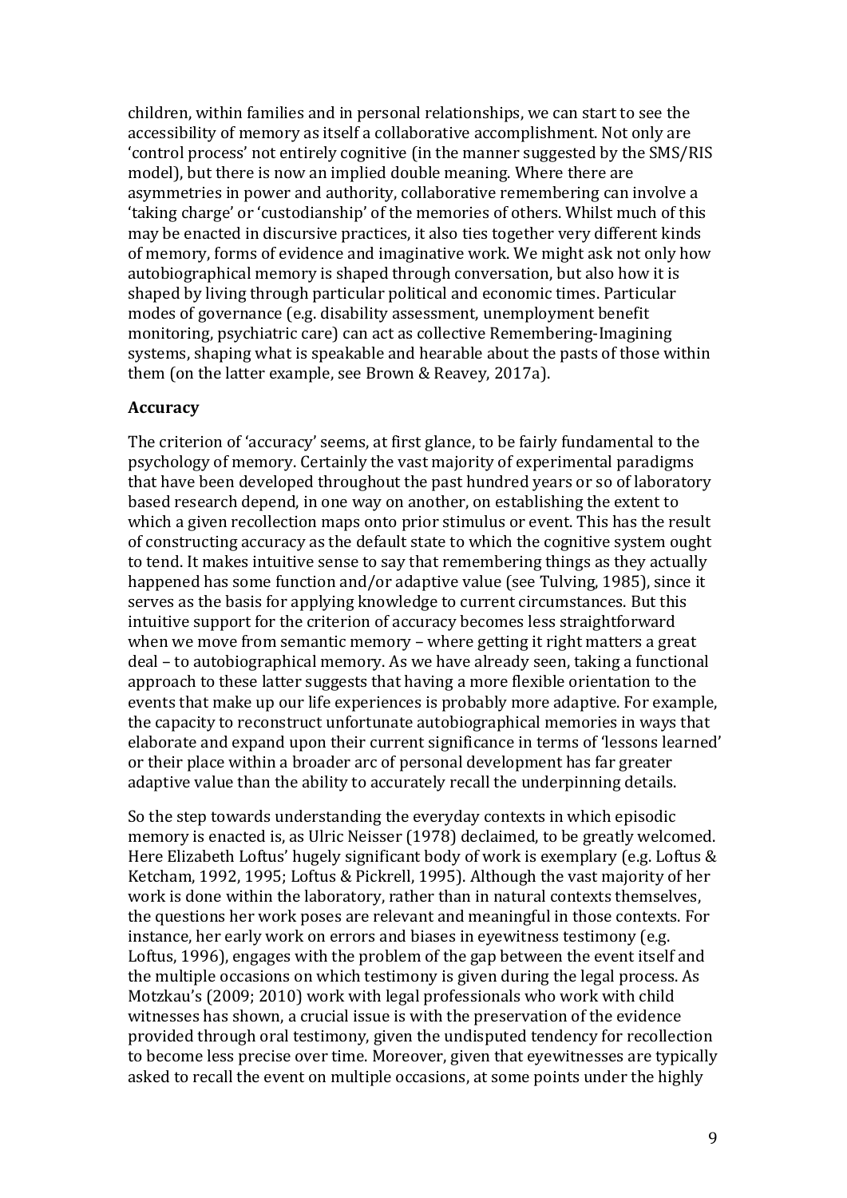children, within families and in personal relationships, we can start to see the accessibility of memory as itself a collaborative accomplishment. Not only are 'control process' not entirely cognitive (in the manner suggested by the SMS/RIS model), but there is now an implied double meaning. Where there are asymmetries in power and authority, collaborative remembering can involve a 'taking charge' or 'custodianship' of the memories of others. Whilst much of this may be enacted in discursive practices, it also ties together very different kinds of memory, forms of evidence and imaginative work. We might ask not only how autobiographical memory is shaped through conversation, but also how it is shaped by living through particular political and economic times. Particular modes of governance (e.g. disability assessment, unemployment benefit monitoring, psychiatric care) can act as collective Remembering-Imagining systems, shaping what is speakable and hearable about the pasts of those within them (on the latter example, see Brown & Reavey, 2017a).

### Accuracy

The criterion of 'accuracy' seems, at first glance, to be fairly fundamental to the psychology of memory. Certainly the vast majority of experimental paradigms that have been developed throughout the past hundred years or so of laboratory based research depend, in one way on another, on establishing the extent to which a given recollection maps onto prior stimulus or event. This has the result of constructing accuracy as the default state to which the cognitive system ought to tend. It makes intuitive sense to say that remembering things as they actually happened has some function and/or adaptive value (see Tulving, 1985), since it serves as the basis for applying knowledge to current circumstances. But this intuitive support for the criterion of accuracy becomes less straightforward when we move from semantic memory – where getting it right matters a great deal – to autobiographical memory. As we have already seen, taking a functional approach to these latter suggests that having a more flexible orientation to the events that make up our life experiences is probably more adaptive. For example, the capacity to reconstruct unfortunate autobiographical memories in ways that elaborate and expand upon their current significance in terms of 'lessons learned' or their place within a broader arc of personal development has far greater adaptive value than the ability to accurately recall the underpinning details.

So the step towards understanding the everyday contexts in which episodic memory is enacted is, as Ulric Neisser (1978) declaimed, to be greatly welcomed. Here Elizabeth Loftus' hugely significant body of work is exemplary (e.g. Loftus & Ketcham, 1992, 1995; Loftus & Pickrell, 1995). Although the vast majority of her work is done within the laboratory, rather than in natural contexts themselves, the questions her work poses are relevant and meaningful in those contexts. For instance, her early work on errors and biases in eyewitness testimony (e.g. Loftus, 1996), engages with the problem of the gap between the event itself and the multiple occasions on which testimony is given during the legal process. As Motzkau's (2009; 2010) work with legal professionals who work with child witnesses has shown, a crucial issue is with the preservation of the evidence provided through oral testimony, given the undisputed tendency for recollection to become less precise over time. Moreover, given that eyewitnesses are typically asked to recall the event on multiple occasions, at some points under the highly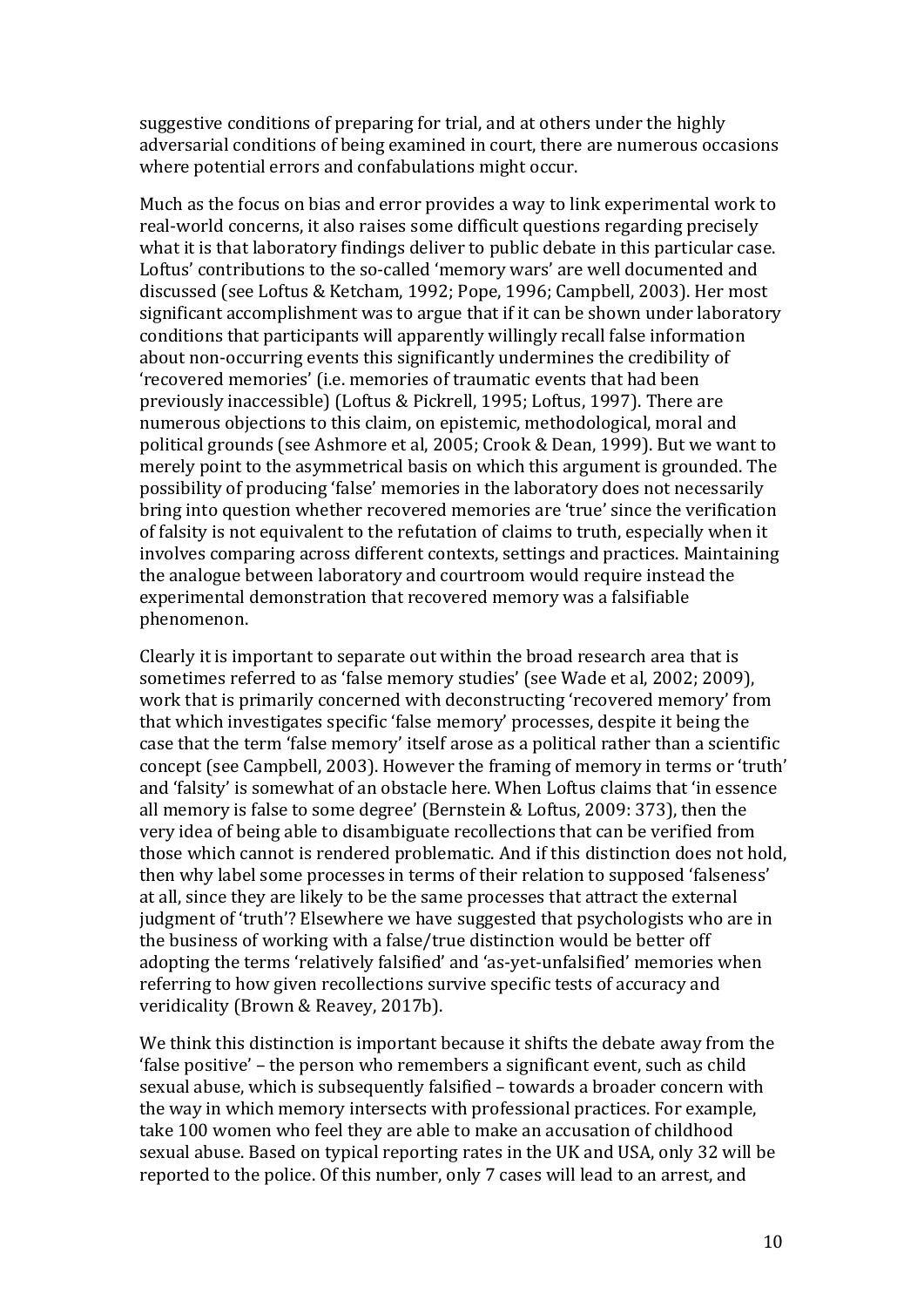suggestive conditions of preparing for trial, and at others under the highly adversarial conditions of being examined in court, there are numerous occasions where potential errors and confabulations might occur.

Much as the focus on bias and error provides a way to link experimental work to real-world concerns, it also raises some difficult questions regarding precisely what it is that laboratory findings deliver to public debate in this particular case. Loftus' contributions to the so-called 'memory wars' are well documented and discussed (see Loftus & Ketcham, 1992; Pope, 1996; Campbell, 2003). Her most significant accomplishment was to argue that if it can be shown under laboratory conditions that participants will apparently willingly recall false information about non-occurring events this significantly undermines the credibility of 'recovered memories' (i.e. memories of traumatic events that had been previously inaccessible) (Loftus & Pickrell, 1995; Loftus, 1997). There are numerous objections to this claim, on epistemic, methodological, moral and political grounds (see Ashmore et al, 2005; Crook & Dean, 1999). But we want to merely point to the asymmetrical basis on which this argument is grounded. The possibility of producing 'false' memories in the laboratory does not necessarily bring into question whether recovered memories are 'true' since the verification of falsity is not equivalent to the refutation of claims to truth, especially when it involves comparing across different contexts, settings and practices. Maintaining the analogue between laboratory and courtroom would require instead the experimental demonstration that recovered memory was a falsifiable phenomenon.

Clearly it is important to separate out within the broad research area that is sometimes referred to as 'false memory studies' (see Wade et al, 2002; 2009), work that is primarily concerned with deconstructing 'recovered memory' from that which investigates specific 'false memory' processes, despite it being the case that the term 'false memory' itself arose as a political rather than a scientific concept (see Campbell, 2003). However the framing of memory in terms or 'truth' and 'falsity' is somewhat of an obstacle here. When Loftus claims that 'in essence all memory is false to some degree' (Bernstein & Loftus, 2009: 373), then the very idea of being able to disambiguate recollections that can be verified from those which cannot is rendered problematic. And if this distinction does not hold, then why label some processes in terms of their relation to supposed 'falseness' at all, since they are likely to be the same processes that attract the external judgment of 'truth'? Elsewhere we have suggested that psychologists who are in the business of working with a false/true distinction would be better off adopting the terms 'relatively falsified' and 'as-yet-unfalsified' memories when referring to how given recollections survive specific tests of accuracy and veridicality (Brown & Reavey, 2017b).

We think this distinction is important because it shifts the debate away from the 'false positive' – the person who remembers a significant event, such as child sexual abuse, which is subsequently falsified – towards a broader concern with the way in which memory intersects with professional practices. For example, take 100 women who feel they are able to make an accusation of childhood sexual abuse. Based on typical reporting rates in the UK and USA, only 32 will be reported to the police. Of this number, only 7 cases will lead to an arrest, and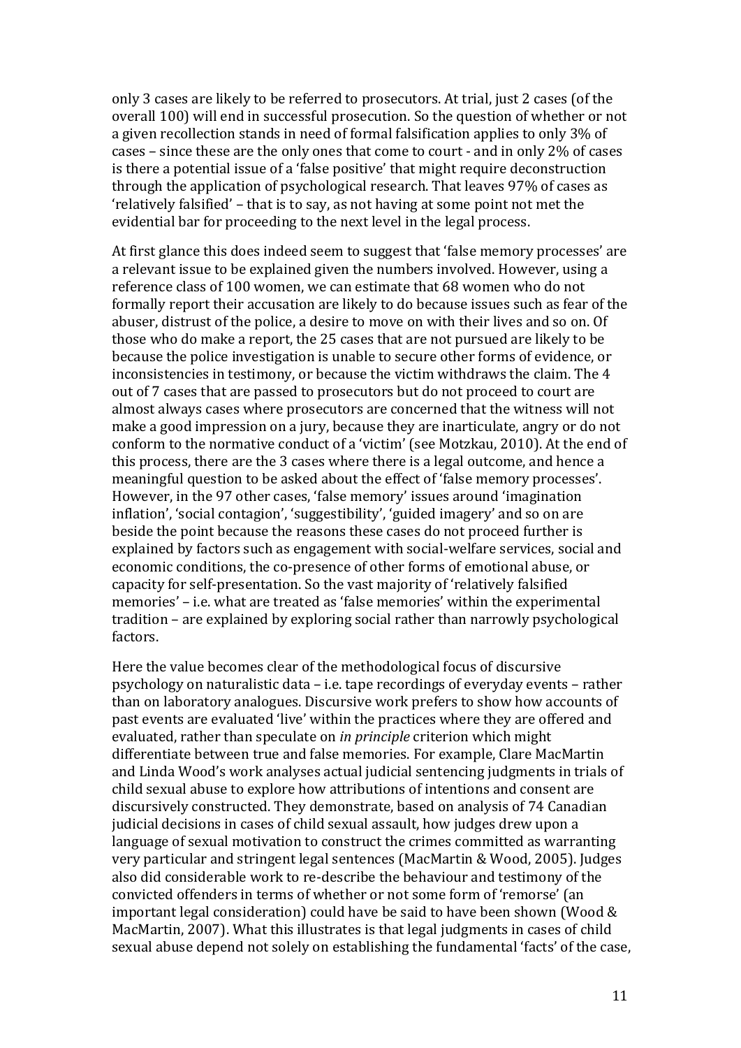only 3 cases are likely to be referred to prosecutors. At trial, just 2 cases (of the overall 100) will end in successful prosecution. So the question of whether or not a given recollection stands in need of formal falsification applies to only 3% of cases – since these are the only ones that come to court - and in only 2% of cases is there a potential issue of a 'false positive' that might require deconstruction through the application of psychological research. That leaves 97% of cases as 'relatively falsified' – that is to say, as not having at some point not met the evidential bar for proceeding to the next level in the legal process.

At first glance this does indeed seem to suggest that 'false memory processes' are a relevant issue to be explained given the numbers involved. However, using a reference class of 100 women, we can estimate that 68 women who do not formally report their accusation are likely to do because issues such as fear of the abuser, distrust of the police, a desire to move on with their lives and so on. Of those who do make a report, the 25 cases that are not pursued are likely to be because the police investigation is unable to secure other forms of evidence, or inconsistencies in testimony, or because the victim withdraws the claim. The 4 out of 7 cases that are passed to prosecutors but do not proceed to court are almost always cases where prosecutors are concerned that the witness will not make a good impression on a jury, because they are inarticulate, angry or do not conform to the normative conduct of a 'victim' (see Motzkau, 2010). At the end of this process, there are the 3 cases where there is a legal outcome, and hence a meaningful question to be asked about the effect of 'false memory processes'. However, in the 97 other cases, 'false memory' issues around 'imagination inflation', 'social contagion', 'suggestibility', 'guided imagery' and so on are beside the point because the reasons these cases do not proceed further is explained by factors such as engagement with social-welfare services, social and economic conditions, the co-presence of other forms of emotional abuse, or capacity for self-presentation. So the vast majority of 'relatively falsified memories' – i.e. what are treated as 'false memories' within the experimental tradition – are explained by exploring social rather than narrowly psychological factors.

Here the value becomes clear of the methodological focus of discursive psychology on naturalistic data – i.e. tape recordings of everyday events – rather than on laboratory analogues. Discursive work prefers to show how accounts of past events are evaluated 'live' within the practices where they are offered and evaluated, rather than speculate on *in principle* criterion which might differentiate between true and false memories. For example, Clare MacMartin and Linda Wood's work analyses actual judicial sentencing judgments in trials of child sexual abuse to explore how attributions of intentions and consent are discursively constructed. They demonstrate, based on analysis of 74 Canadian judicial decisions in cases of child sexual assault, how judges drew upon a language of sexual motivation to construct the crimes committed as warranting very particular and stringent legal sentences (MacMartin & Wood, 2005). Judges also did considerable work to re-describe the behaviour and testimony of the convicted offenders in terms of whether or not some form of 'remorse' (an important legal consideration) could have be said to have been shown (Wood & MacMartin, 2007). What this illustrates is that legal judgments in cases of child sexual abuse depend not solely on establishing the fundamental 'facts' of the case,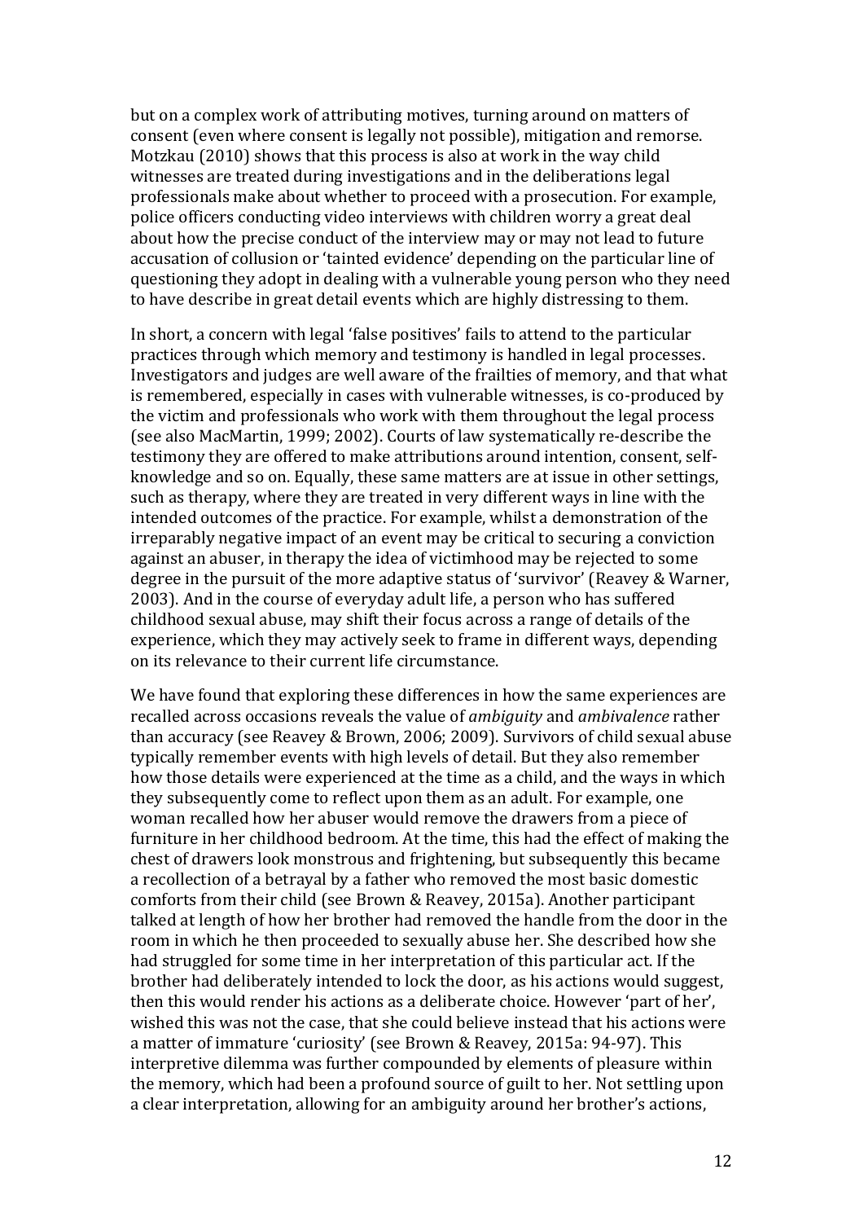but on a complex work of attributing motives, turning around on matters of consent (even where consent is legally not possible), mitigation and remorse. Motzkau (2010) shows that this process is also at work in the way child witnesses are treated during investigations and in the deliberations legal professionals make about whether to proceed with a prosecution. For example, police officers conducting video interviews with children worry a great deal about how the precise conduct of the interview may or may not lead to future accusation of collusion or 'tainted evidence' depending on the particular line of questioning they adopt in dealing with a vulnerable young person who they need to have describe in great detail events which are highly distressing to them.

In short, a concern with legal 'false positives' fails to attend to the particular practices through which memory and testimony is handled in legal processes. Investigators and judges are well aware of the frailties of memory, and that what is remembered, especially in cases with vulnerable witnesses, is co-produced by the victim and professionals who work with them throughout the legal process (see also MacMartin, 1999; 2002). Courts of law systematically re-describe the testimony they are offered to make attributions around intention, consent, self-knowledge and so on. Equally, these same matters are at issue in other settings, such as therapy, where they are treated in very different ways in line with the intended outcomes of the practice. For example, whilst a demonstration of the irreparably negative impact of an event may be critical to securing a conviction against an abuser, in therapy the idea of victimhood may be rejected to some degree in the pursuit of the more adaptive status of 'survivor' (Reavey & Warner, 2003). And in the course of everyday adult life, a person who has suffered childhood sexual abuse, may shift their focus across a range of details of the experience, which they may actively seek to frame in different ways, depending on its relevance to their current life circumstance.

We have found that exploring these differences in how the same experiences are recalled across occasions reveals the value of *ambiguity* and *ambivalence* rather than accuracy (see Reavey & Brown, 2006; 2009). Survivors of child sexual abuse typically remember events with high levels of detail. But they also remember how those details were experienced at the time as a child, and the ways in which they subsequently come to reflect upon them as an adult. For example, one woman recalled how her abuser would remove the drawers from a piece of furniture in her childhood bedroom. At the time, this had the effect of making the chest of drawers look monstrous and frightening, but subsequently this became a recollection of a betrayal by a father who removed the most basic domestic comforts from their child (see Brown & Reavey, 2015a). Another participant talked at length of how her brother had removed the handle from the door in the room in which he then proceeded to sexually abuse her. She described how she had struggled for some time in her interpretation of this particular act. If the brother had deliberately intended to lock the door, as his actions would suggest, then this would render his actions as a deliberate choice. However 'part of her', wished this was not the case, that she could believe instead that his actions were a matter of immature 'curiosity' (see Brown & Reavey, 2015a: 94-97). This interpretive dilemma was further compounded by elements of pleasure within the memory, which had been a profound source of guilt to her. Not settling upon a clear interpretation, allowing for an ambiguity around her brother's actions,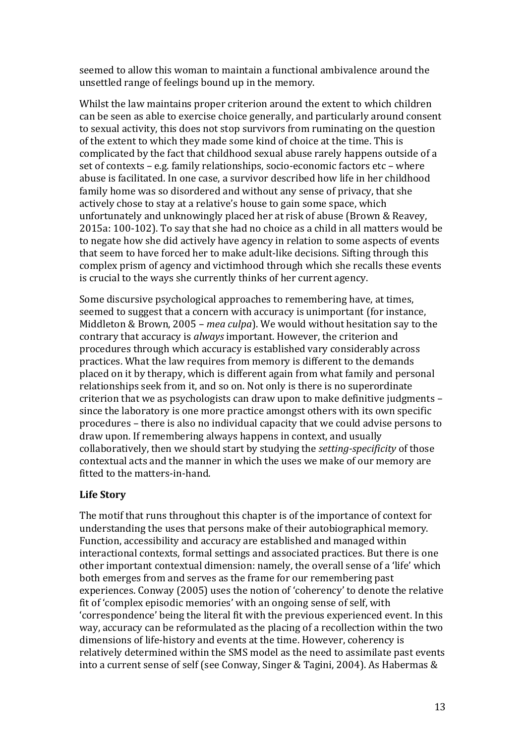seemed to allow this woman to maintain a functional ambivalence around the unsettled range of feelings bound up in the memory.

Whilst the law maintains proper criterion around the extent to which children can be seen as able to exercise choice generally, and particularly around consent to sexual activity, this does not stop survivors from ruminating on the question of the extent to which they made some kind of choice at the time. This is complicated by the fact that childhood sexual abuse rarely happens outside of a set of contexts – e.g. family relationships, socio-economic factors etc – where abuse is facilitated. In one case, a survivor described how life in her childhood family home was so disordered and without any sense of privacy, that she actively chose to stay at a relative's house to gain some space, which unfortunately and unknowingly placed her at risk of abuse (Brown & Reavey, 2015a: 100-102). To say that she had no choice as a child in all matters would be to negate how she did actively have agency in relation to some aspects of events that seem to have forced her to make adult-like decisions. Sifting through this complex prism of agency and victimhood through which she recalls these events is crucial to the ways she currently thinks of her current agency.

Some discursive psychological approaches to remembering have, at times, seemed to suggest that a concern with accuracy is unimportant (for instance, Middleton & Brown, 2005 – *mea culpa*). We would without hesitation say to the contrary that accuracy is *always* important. However, the criterion and procedures through which accuracy is established vary considerably across practices. What the law requires from memory is different to the demands placed on it by therapy, which is different again from what family and personal relationships seek from it, and so on. Not only is there is no superordinate criterion that we as psychologists can draw upon to make definitive judgments – since the laboratory is one more practice amongst others with its own specific procedures – there is also no individual capacity that we could advise persons to draw upon. If remembering always happens in context, and usually collaboratively, then we should start by studying the *setting-specificity* of those contextual acts and the manner in which the uses we make of our memory are fitted to the matters-in-hand.

### Life Story

The motif that runs throughout this chapter is of the importance of context for understanding the uses that persons make of their autobiographical memory. Function, accessibility and accuracy are established and managed within interactional contexts, formal settings and associated practices. But there is one other important contextual dimension: namely, the overall sense of a 'life' which both emerges from and serves as the frame for our remembering past experiences. Conway (2005) uses the notion of 'coherency' to denote the relative fit of 'complex episodic memories' with an ongoing sense of self, with 'correspondence' being the literal fit with the previous experienced event. In this way, accuracy can be reformulated as the placing of a recollection within the two dimensions of life-history and events at the time. However, coherency is relatively determined within the SMS model as the need to assimilate past events into a current sense of self (see Conway, Singer & Tagini, 2004). As Habermas &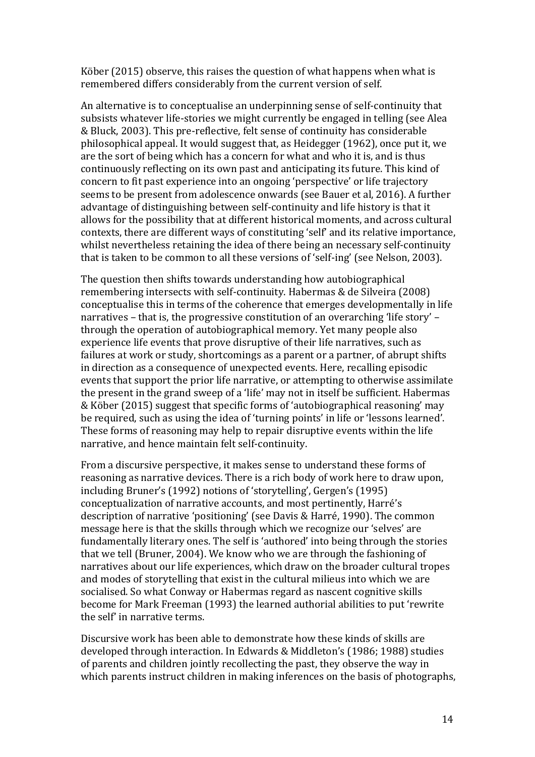Köber (2015) observe, this raises the question of what happens when what is remembered differs considerably from the current version of self.

An alternative is to conceptualise an underpinning sense of self-continuity that subsists whatever life-stories we might currently be engaged in telling (see Alea & Bluck, 2003). This pre-reflective, felt sense of continuity has considerable philosophical appeal. It would suggest that, as Heidegger (1962), once put it, we are the sort of being which has a concern for what and who it is, and is thus continuously reflecting on its own past and anticipating its future. This kind of concern to fit past experience into an ongoing 'perspective' or life trajectory seems to be present from adolescence onwards (see Bauer et al, 2016). A further advantage of distinguishing between self-continuity and life history is that it allows for the possibility that at different historical moments, and across cultural contexts, there are different ways of constituting 'self' and its relative importance, whilst nevertheless retaining the idea of there being an necessary self-continuity that is taken to be common to all these versions of 'self-ing' (see Nelson, 2003).

The question then shifts towards understanding how autobiographical remembering intersects with self-continuity. Habermas & de Silveira (2008) conceptualise this in terms of the coherence that emerges developmentally in life narratives – that is, the progressive constitution of an overarching 'life story' – through the operation of autobiographical memory. Yet many people also experience life events that prove disruptive of their life narratives, such as failures at work or study, shortcomings as a parent or a partner, of abrupt shifts in direction as a consequence of unexpected events. Here, recalling episodic events that support the prior life narrative, or attempting to otherwise assimilate the present in the grand sweep of a 'life' may not in itself be sufficient. Habermas & Köber (2015) suggest that specific forms of 'autobiographical reasoning' may be required, such as using the idea of 'turning points' in life or 'lessons learned'. These forms of reasoning may help to repair disruptive events within the life narrative, and hence maintain felt self-continuity.

From a discursive perspective, it makes sense to understand these forms of reasoning as narrative devices. There is a rich body of work here to draw upon, including Bruner's (1992) notions of 'storytelling', Gergen's (1995) conceptualization of narrative accounts, and most pertinently, Harré's description of narrative 'positioning' (see Davis & Harré, 1990). The common message here is that the skills through which we recognize our 'selves' are fundamentally literary ones. The self is 'authored' into being through the stories that we tell (Bruner, 2004). We know who we are through the fashioning of narratives about our life experiences, which draw on the broader cultural tropes and modes of storytelling that exist in the cultural milieus into which we are socialised. So what Conway or Habermas regard as nascent cognitive skills become for Mark Freeman (1993) the learned authorial abilities to put 'rewrite the self' in narrative terms.

Discursive work has been able to demonstrate how these kinds of skills are developed through interaction. In Edwards & Middleton's (1986; 1988) studies of parents and children jointly recollecting the past, they observe the way in which parents instruct children in making inferences on the basis of photographs,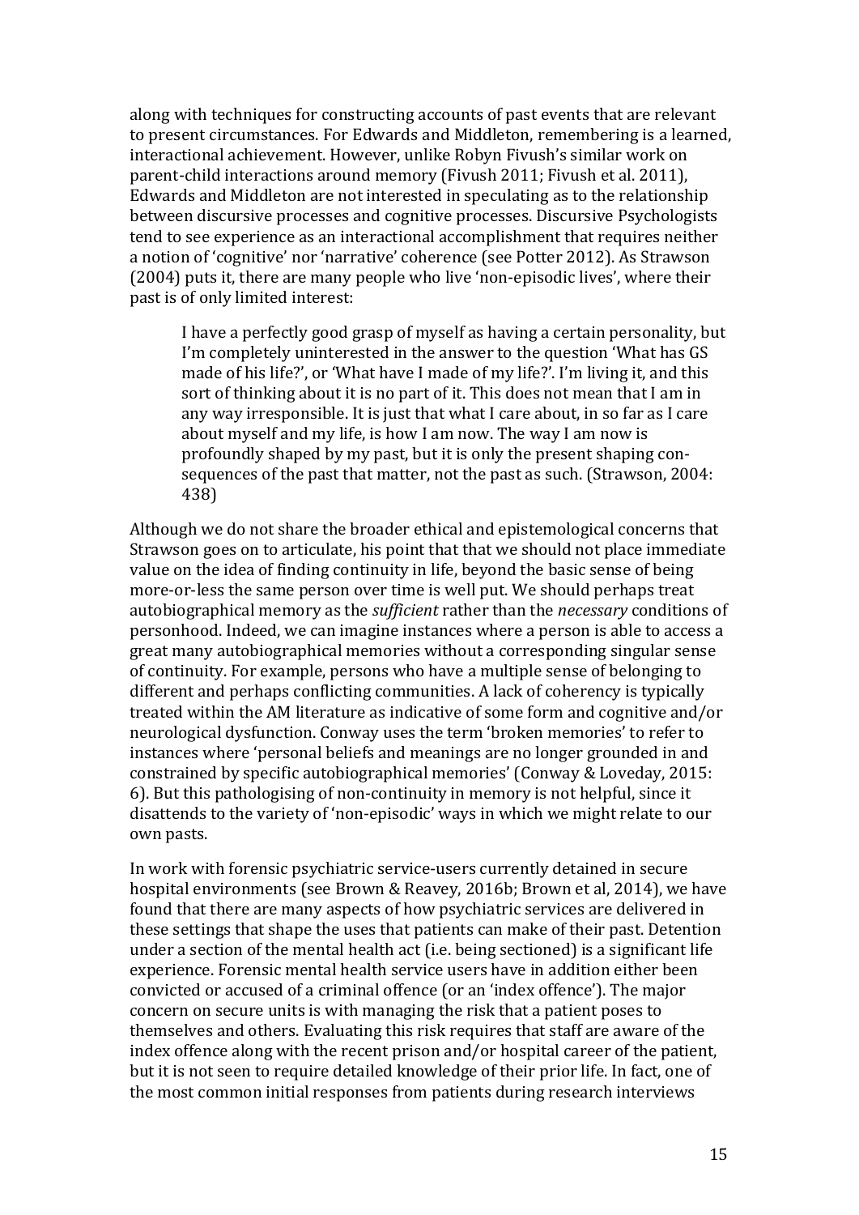along with techniques for constructing accounts of past events that are relevant to present circumstances. For Edwards and Middleton, remembering is a learned, interactional achievement. However, unlike Robyn Fivush's similar work on parent-child interactions around memory (Fivush 2011; Fivush et al. 2011), Edwards and Middleton are not interested in speculating as to the relationship between discursive processes and cognitive processes. Discursive Psychologists tend to see experience as an interactional accomplishment that requires neither a notion of 'cognitive' nor 'narrative' coherence (see Potter 2012). As Strawson (2004) puts it, there are many people who live 'non-episodic lives', where their past is of only limited interest:

> I have a perfectly good grasp of myself as having a certain personality, but I'm completely uninterested in the answer to the question 'What has GS made of his life?', or 'What have I made of my life?'. I'm living it, and this sort of thinking about it is no part of it. This does not mean that I am in any way irresponsible. It is just that what I care about, in so far as I care about myself and my life, is how I am now. The way I am now is profoundly shaped by my past, but it is only the present shaping consequences of the past that matter, not the past as such. (Strawson, 2004: 438)

Although we do not share the broader ethical and epistemological concerns that Strawson goes on to articulate, his point that that we should not place immediate value on the idea of finding continuity in life, beyond the basic sense of being more-or-less the same person over time is well put. We should perhaps treat autobiographical memory as the *sufficient* rather than the *necessary* conditions of personhood. Indeed, we can imagine instances where a person is able to access a great many autobiographical memories without a corresponding singular sense of continuity. For example, persons who have a multiple sense of belonging to different and perhaps conflicting communities. A lack of coherency is typically treated within the AM literature as indicative of some form and cognitive and/or neurological dysfunction. Conway uses the term 'broken memories' to refer to instances where 'personal beliefs and meanings are no longer grounded in and constrained by specific autobiographical memories' (Conway & Loveday, 2015: 6). But this pathologising of non-continuity in memory is not helpful, since it disattends to the variety of 'non-episodic' ways in which we might relate to our own pasts.

In work with forensic psychiatric service-users currently detained in secure hospital environments (see Brown & Reavey, 2016b; Brown et al, 2014), we have found that there are many aspects of how psychiatric services are delivered in these settings that shape the uses that patients can make of their past. Detention under a section of the mental health act (i.e. being sectioned) is a significant life experience. Forensic mental health service users have in addition either been convicted or accused of a criminal offence (or an 'index offence'). The major concern on secure units is with managing the risk that a patient poses to themselves and others. Evaluating this risk requires that staff are aware of the index offence along with the recent prison and/or hospital career of the patient, but it is not seen to require detailed knowledge of their prior life. In fact, one of the most common initial responses from patients during research interviews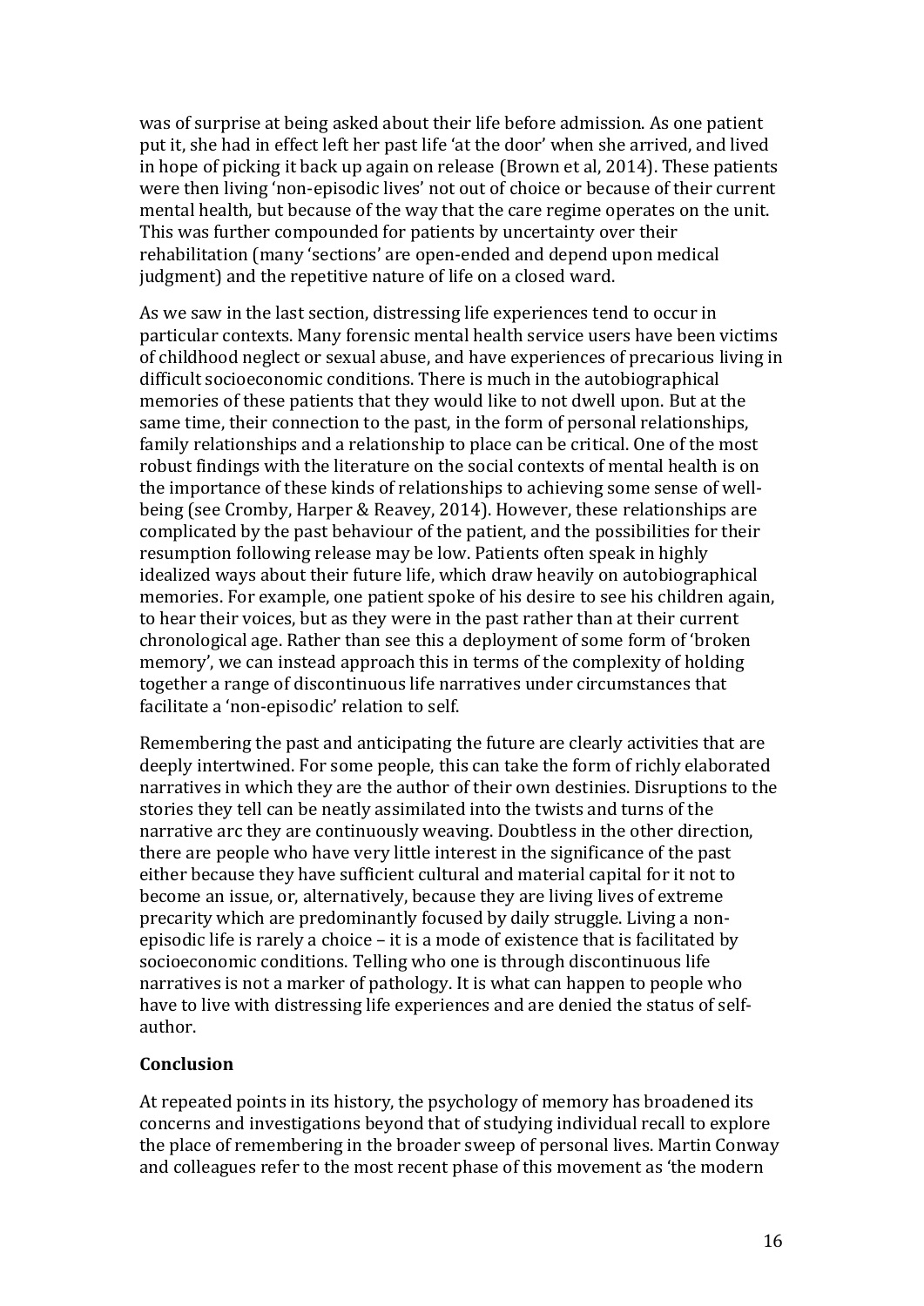was of surprise at being asked about their life before admission. As one patient put it, she had in effect left her past life 'at the door' when she arrived, and lived in hope of picking it back up again on release (Brown et al, 2014). These patients were then living 'non-episodic lives' not out of choice or because of their current mental health, but because of the way that the care regime operates on the unit. This was further compounded for patients by uncertainty over their rehabilitation (many 'sections' are open-ended and depend upon medical judgment) and the repetitive nature of life on a closed ward.

As we saw in the last section, distressing life experiences tend to occur in particular contexts. Many forensic mental health service users have been victims of childhood neglect or sexual abuse, and have experiences of precarious living in difficult socioeconomic conditions. There is much in the autobiographical memories of these patients that they would like to not dwell upon. But at the same time, their connection to the past, in the form of personal relationships, family relationships and a relationship to place can be critical. One of the most robust findings with the literature on the social contexts of mental health is on the importance of these kinds of relationships to achieving some sense of well-being (see Cromby, Harper & Reavey, 2014). However, these relationships are complicated by the past behaviour of the patient, and the possibilities for their resumption following release may be low. Patients often speak in highly idealized ways about their future life, which draw heavily on autobiographical memories. For example, one patient spoke of his desire to see his children again, to hear their voices, but as they were in the past rather than at their current chronological age. Rather than see this a deployment of some form of 'broken memory', we can instead approach this in terms of the complexity of holding together a range of discontinuous life narratives under circumstances that facilitate a 'non-episodic' relation to self.

Remembering the past and anticipating the future are clearly activities that are deeply intertwined. For some people, this can take the form of richly elaborated narratives in which they are the author of their own destinies. Disruptions to the stories they tell can be neatly assimilated into the twists and turns of the narrative arc they are continuously weaving. Doubtless in the other direction, there are people who have very little interest in the significance of the past either because they have sufficient cultural and material capital for it not to become an issue, or, alternatively, because they are living lives of extreme precarity which are predominantly focused by daily struggle. Living a non-episodic life is rarely a choice – it is a mode of existence that is facilitated by socioeconomic conditions. Telling who one is through discontinuous life narratives is not a marker of pathology. It is what can happen to people who have to live with distressing life experiences and are denied the status of self-author.

## Conclusion

At repeated points in its history, the psychology of memory has broadened its concerns and investigations beyond that of studying individual recall to explore the place of remembering in the broader sweep of personal lives. Martin Conway and colleagues refer to the most recent phase of this movement as 'the modern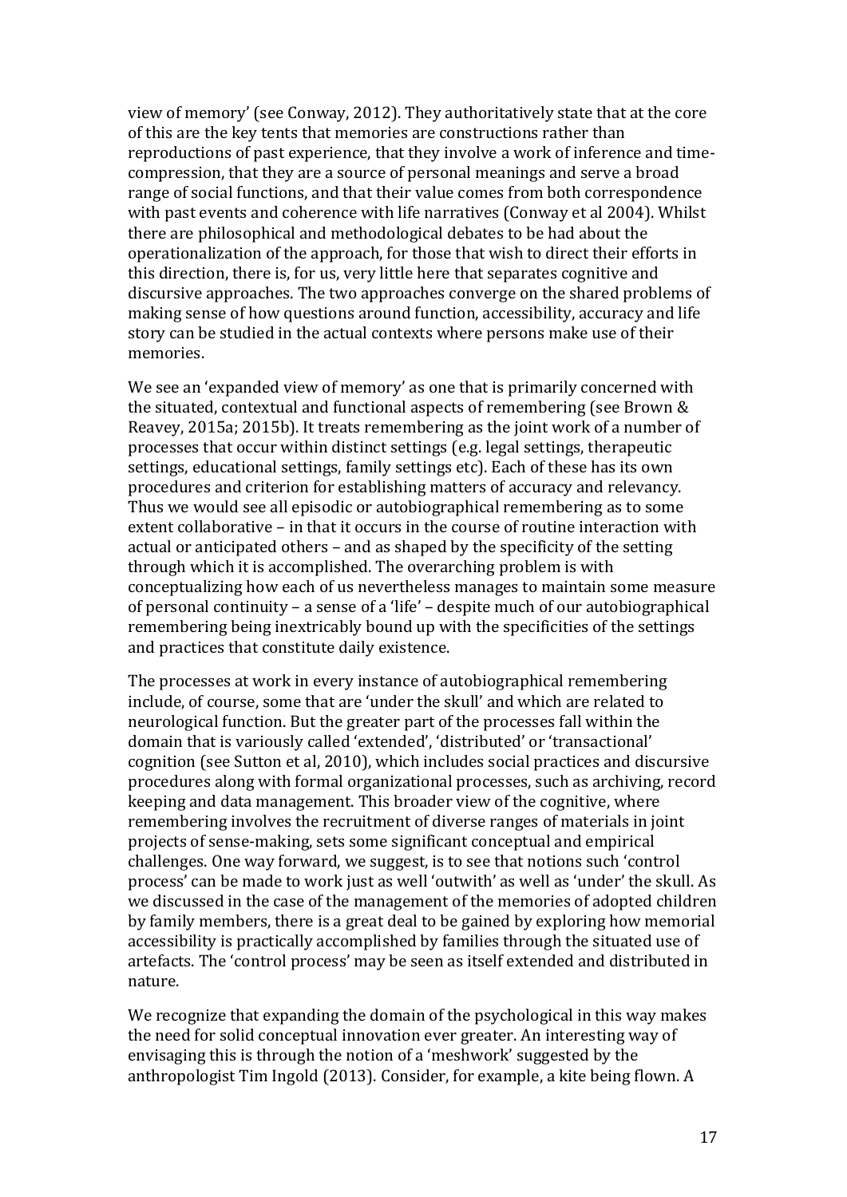view of memory' (see Conway, 2012). They authoritatively state that at the core of this are the key tents that memories are constructions rather than reproductions of past experience, that they involve a work of inference and time-compression, that they are a source of personal meanings and serve a broad range of social functions, and that their value comes from both correspondence with past events and coherence with life narratives (Conway et al 2004). Whilst there are philosophical and methodological debates to be had about the operationalization of the approach, for those that wish to direct their efforts in this direction, there is, for us, very little here that separates cognitive and discursive approaches. The two approaches converge on the shared problems of making sense of how questions around function, accessibility, accuracy and life story can be studied in the actual contexts where persons make use of their memories.

We see an 'expanded view of memory' as one that is primarily concerned with the situated, contextual and functional aspects of remembering (see Brown & Reavey, 2015a; 2015b). It treats remembering as the joint work of a number of processes that occur within distinct settings (e.g. legal settings, therapeutic settings, educational settings, family settings etc). Each of these has its own procedures and criterion for establishing matters of accuracy and relevancy. Thus we would see all episodic or autobiographical remembering as to some extent collaborative – in that it occurs in the course of routine interaction with actual or anticipated others – and as shaped by the specificity of the setting through which it is accomplished. The overarching problem is with conceptualizing how each of us nevertheless manages to maintain some measure of personal continuity – a sense of a 'life' – despite much of our autobiographical remembering being inextricably bound up with the specificities of the settings and practices that constitute daily existence.

The processes at work in every instance of autobiographical remembering include, of course, some that are 'under the skull' and which are related to neurological function. But the greater part of the processes fall within the domain that is variously called 'extended', 'distributed' or 'transactional' cognition (see Sutton et al, 2010), which includes social practices and discursive procedures along with formal organizational processes, such as archiving, record keeping and data management. This broader view of the cognitive, where remembering involves the recruitment of diverse ranges of materials in joint projects of sense-making, sets some significant conceptual and empirical challenges. One way forward, we suggest, is to see that notions such 'control process' can be made to work just as well 'outwith' as well as 'under' the skull. As we discussed in the case of the management of the memories of adopted children by family members, there is a great deal to be gained by exploring how memorial accessibility is practically accomplished by families through the situated use of artefacts. The 'control process' may be seen as itself extended and distributed in nature.

We recognize that expanding the domain of the psychological in this way makes the need for solid conceptual innovation ever greater. An interesting way of envisaging this is through the notion of a 'meshwork' suggested by the anthropologist Tim Ingold (2013). Consider, for example, a kite being flown. A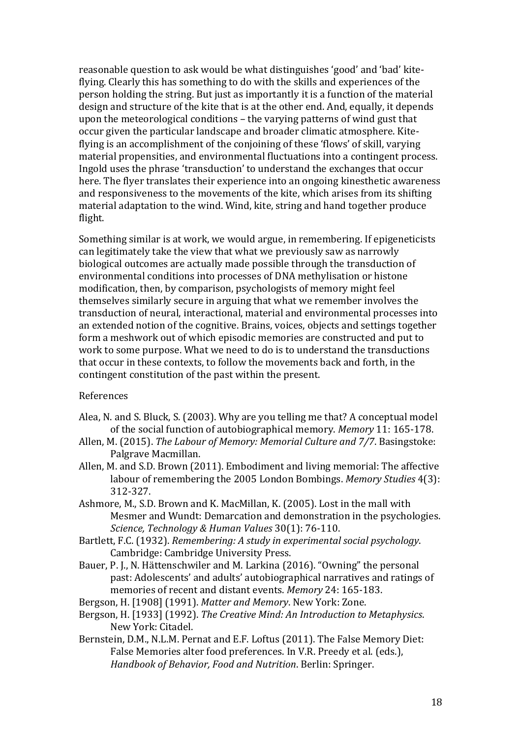reasonable question to ask would be what distinguishes 'good' and 'bad' kite-flying. Clearly this has something to do with the skills and experiences of the person holding the string. But just as importantly it is a function of the material design and structure of the kite that is at the other end. And, equally, it depends upon the meteorological conditions – the varying patterns of wind gust that occur given the particular landscape and broader climatic atmosphere. Kite-flying is an accomplishment of the conjoining of these 'flows' of skill, varying material propensities, and environmental fluctuations into a contingent process. Ingold uses the phrase 'transduction' to understand the exchanges that occur here. The flyer translates their experience into an ongoing kinesthetic awareness and responsiveness to the movements of the kite, which arises from its shifting material adaptation to the wind. Wind, kite, string and hand together produce flight.

Something similar is at work, we would argue, in remembering. If epigeneticists can legitimately take the view that what we previously saw as narrowly biological outcomes are actually made possible through the transduction of environmental conditions into processes of DNA methylisation or histone modification, then, by comparison, psychologists of memory might feel themselves similarly secure in arguing that what we remember involves the transduction of neural, interactional, material and environmental processes into an extended notion of the cognitive. Brains, voices, objects and settings together form a meshwork out of which episodic memories are constructed and put to work to some purpose. What we need to do is to understand the transductions that occur in these contexts, to follow the movements back and forth, in the contingent constitution of the past within the present.

References

Alea, N. and S. Bluck, S. (2003). Why are you telling me that? A conceptual model of the social function of autobiographical memory. *Memory* 11: 165-178.

Allen, M. (2015). *The Labour of Memory: Memorial Culture and 7/7*. Basingstoke: Palgrave Macmillan.

Allen, M. and S.D. Brown (2011). Embodiment and living memorial: The affective labour of remembering the 2005 London Bombings. *Memory Studies* 4(3): 312-327.

Ashmore, M., S.D. Brown and K. MacMillan, K. (2005). Lost in the mall with Mesmer and Wundt: Demarcation and demonstration in the psychologies. *Science, Technology & Human Values* 30(1): 76-110.

Bartlett, F.C. (1932). *Remembering: A study in experimental social psychology*. Cambridge: Cambridge University Press.

Bauer, P. J., N. Hättenschwiler and M. Larkina (2016). "Owning" the personal past: Adolescents' and adults' autobiographical narratives and ratings of memories of recent and distant events. *Memory* 24: 165-183.

Bergson, H. [1908] (1991). *Matter and Memory*. New York: Zone.

Bergson, H. [1933] (1992). *The Creative Mind: An Introduction to Metaphysics*. New York: Citadel.

Bernstein, D.M., N.L.M. Pernat and E.F. Loftus (2011). The False Memory Diet: False Memories alter food preferences. In V.R. Preedy et al. (eds.), *Handbook of Behavior, Food and Nutrition*. Berlin: Springer.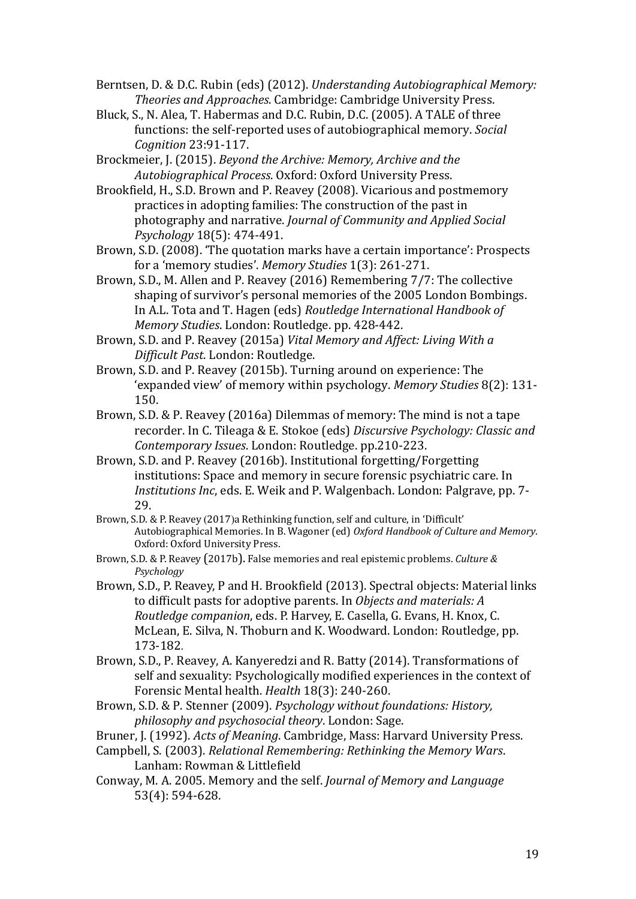Berntsen, D. & D.C. Rubin (eds) (2012). *Understanding Autobiographical Memory: Theories and Approaches*. Cambridge: Cambridge University Press.

Bluck, S., N. Alea, T. Habermas and D.C. Rubin, D.C. (2005). A TALE of three functions: the self-reported uses of autobiographical memory. *Social Cognition* 23:91-117.

Brockmeier, J. (2015). *Beyond the Archive: Memory, Archive and the Autobiographical Process*. Oxford: Oxford University Press.

Brookfield, H., S.D. Brown and P. Reavey (2008). Vicarious and postmemory practices in adopting families: The construction of the past in photography and narrative. *Journal of Community and Applied Social Psychology* 18(5): 474-491.

Brown, S.D. (2008). 'The quotation marks have a certain importance': Prospects for a 'memory studies'. *Memory Studies* 1(3): 261-271.

Brown, S.D., M. Allen and P. Reavey (2016) Remembering 7/7: The collective shaping of survivor's personal memories of the 2005 London Bombings. In A.L. Tota and T. Hagen (eds) *Routledge International Handbook of Memory Studies*. London: Routledge. pp. 428-442.

Brown, S.D. and P. Reavey (2015a) *Vital Memory and Affect: Living With a Difficult Past*. London: Routledge.

Brown, S.D. and P. Reavey (2015b). Turning around on experience: The 'expanded view' of memory within psychology. *Memory Studies* 8(2): 131-150.

Brown, S.D. & P. Reavey (2016a) Dilemmas of memory: The mind is not a tape recorder. In C. Tileaga & E. Stokoe (eds) *Discursive Psychology: Classic and Contemporary Issues*. London: Routledge. pp.210-223.

Brown, S.D. and P. Reavey (2016b). Institutional forgetting/Forgetting institutions: Space and memory in secure forensic psychiatric care. In *Institutions Inc*, eds. E. Weik and P. Walgenbach. London: Palgrave, pp. 7-29.

Brown, S.D. & P. Reavey (2017)a Rethinking function, self and culture, in 'Difficult' Autobiographical Memories. In B. Wagoner (ed) *Oxford Handbook of Culture and Memory*. Oxford: Oxford University Press.

Brown, S.D. & P. Reavey (2017b). False memories and real epistemic problems. *Culture & Psychology*

Brown, S.D., P. Reavey, P and H. Brookfield (2013). Spectral objects: Material links to difficult pasts for adoptive parents. In *Objects and materials: A Routledge companion*, eds. P. Harvey, E. Casella, G. Evans, H. Knox, C. McLean, E. Silva, N. Thoburn and K. Woodward. London: Routledge, pp. 173-182.

Brown, S.D., P. Reavey, A. Kanyeredzi and R. Batty (2014). Transformations of self and sexuality: Psychologically modified experiences in the context of Forensic Mental health. *Health* 18(3): 240-260.

Brown, S.D. & P. Stenner (2009). *Psychology without foundations: History, philosophy and psychosocial theory*. London: Sage.

Bruner, J. (1992). *Acts of Meaning*. Cambridge, Mass: Harvard University Press.

Campbell, S. (2003). *Relational Remembering: Rethinking the Memory Wars*. Lanham: Rowman & Littlefield

Conway, M. A. 2005. Memory and the self. *Journal of Memory and Language* 53(4): 594-628.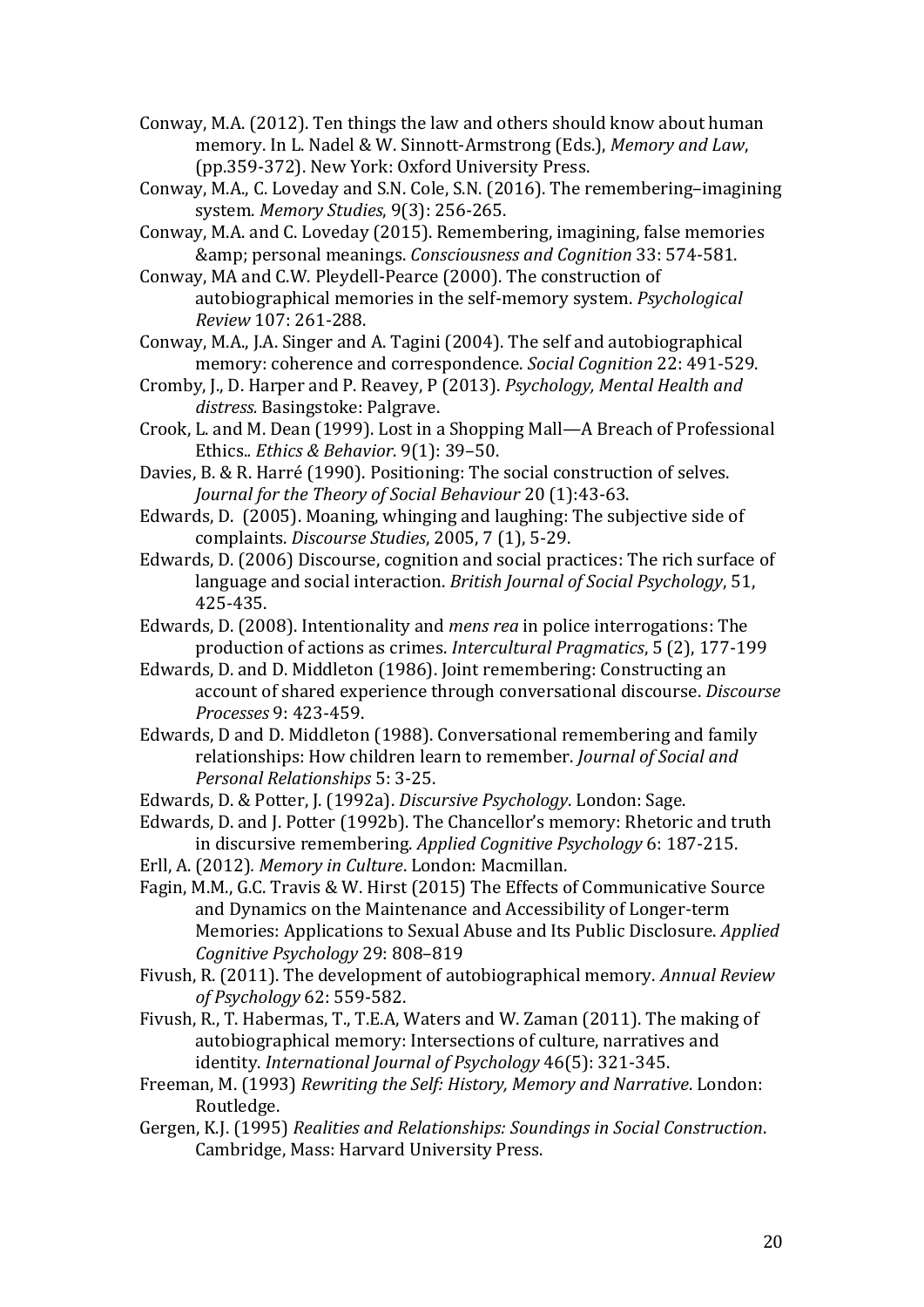Conway, M.A. (2012). Ten things the law and others should know about human memory. In L. Nadel & W. Sinnott-Armstrong (Eds.), *Memory and Law*, (pp.359-372). New York: Oxford University Press.

Conway, M.A., C. Loveday and S.N. Cole, S.N. (2016). The remembering–imagining system. *Memory Studies*, 9(3): 256-265.

Conway, M.A. and C. Loveday (2015). Remembering, imagining, false memories &amp; personal meanings. *Consciousness and Cognition* 33: 574-581.

Conway, MA and C.W. Pleydell-Pearce (2000). The construction of autobiographical memories in the self-memory system. *Psychological Review* 107: 261-288.

Conway, M.A., J.A. Singer and A. Tagini (2004). The self and autobiographical memory: coherence and correspondence. *Social Cognition* 22: 491-529.

Cromby, J., D. Harper and P. Reavey, P (2013). *Psychology, Mental Health and distress*. Basingstoke: Palgrave.

Crook, L. and M. Dean (1999). Lost in a Shopping Mall—A Breach of Professional Ethics.. *Ethics & Behavior*. 9(1): 39–50.

Davies, B. & R. Harré (1990). Positioning: The social construction of selves. *Journal for the Theory of Social Behaviour* 20 (1):43-63.

Edwards, D. (2005). Moaning, whinging and laughing: The subjective side of complaints. *Discourse Studies*, 2005, 7 (1), 5-29.

Edwards, D. (2006) Discourse, cognition and social practices: The rich surface of language and social interaction. *British Journal of Social Psychology*, 51, 425-435.

Edwards, D. (2008). Intentionality and *mens rea* in police interrogations: The production of actions as crimes. *Intercultural Pragmatics*, 5 (2), 177-199

Edwards, D. and D. Middleton (1986). Joint remembering: Constructing an account of shared experience through conversational discourse. *Discourse Processes* 9: 423-459.

Edwards, D and D. Middleton (1988). Conversational remembering and family relationships: How children learn to remember. *Journal of Social and Personal Relationships* 5: 3-25.

Edwards, D. & Potter, J. (1992a). *Discursive Psychology*. London: Sage.

Edwards, D. and J. Potter (1992b). The Chancellor's memory: Rhetoric and truth in discursive remembering. *Applied Cognitive Psychology* 6: 187-215.

Erll, A. (2012). *Memory in Culture*. London: Macmillan.

Fagin, M.M., G.C. Travis & W. Hirst (2015) The Effects of Communicative Source and Dynamics on the Maintenance and Accessibility of Longer-term Memories: Applications to Sexual Abuse and Its Public Disclosure. *Applied Cognitive Psychology* 29: 808–819

Fivush, R. (2011). The development of autobiographical memory. *Annual Review of Psychology* 62: 559-582.

Fivush, R., T. Habermas, T., T.E.A, Waters and W. Zaman (2011). The making of autobiographical memory: Intersections of culture, narratives and identity. *International Journal of Psychology* 46(5): 321-345.

Freeman, M. (1993) *Rewriting the Self: History, Memory and Narrative*. London: Routledge.

Gergen, K.J. (1995) *Realities and Relationships: Soundings in Social Construction*. Cambridge, Mass: Harvard University Press.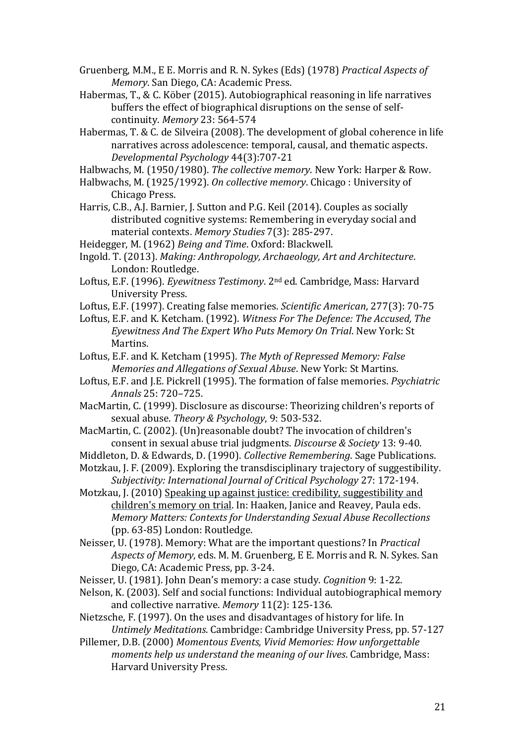Gruenberg, M.M., E E. Morris and R. N. Sykes (Eds) (1978) *Practical Aspects of Memory*. San Diego, CA: Academic Press.

Habermas, T., & C. Köber (2015). Autobiographical reasoning in life narratives buffers the effect of biographical disruptions on the sense of self-continuity. *Memory* 23: 564-574

Habermas, T. & C. de Silveira (2008). The development of global coherence in life narratives across adolescence: temporal, causal, and thematic aspects. *Developmental Psychology* 44(3):707-21

Halbwachs, M. (1950/1980). *The collective memory*. New York: Harper & Row.

Halbwachs, M. (1925/1992). *On collective memory*. Chicago : University of Chicago Press.

Harris, C.B., A.J. Barnier, J. Sutton and P.G. Keil (2014). Couples as socially distributed cognitive systems: Remembering in everyday social and material contexts. *Memory Studies* 7(3): 285-297.

Heidegger, M. (1962) *Being and Time*. Oxford: Blackwell.

Ingold. T. (2013). *Making: Anthropology, Archaeology, Art and Architecture*. London: Routledge.

Loftus, E.F. (1996). *Eyewitness Testimony*. 2nd ed. Cambridge, Mass: Harvard University Press.

Loftus, E.F. (1997). Creating false memories. *Scientific American*, 277(3): 70-75

Loftus, E.F. and K. Ketcham. (1992). *Witness For The Defence: The Accused, The Eyewitness And The Expert Who Puts Memory On Trial*. New York: St Martins.

Loftus, E.F. and K. Ketcham (1995). *The Myth of Repressed Memory: False Memories and Allegations of Sexual Abuse*. New York: St Martins.

Loftus, E.F. and J.E. Pickrell (1995). The formation of false memories. *Psychiatric Annals* 25: 720–725.

MacMartin, C. (1999). Disclosure as discourse: Theorizing children's reports of sexual abuse. *Theory & Psychology*, 9: 503-532.

MacMartin, C. (2002). (Un)reasonable doubt? The invocation of children's consent in sexual abuse trial judgments. *Discourse & Society* 13: 9-40.

Middleton, D. & Edwards, D. (1990). *Collective Remembering*. Sage Publications.

Motzkau, J. F. (2009). Exploring the transdisciplinary trajectory of suggestibility. *Subjectivity: International Journal of Critical Psychology* 27: 172-194.

Motzkau, J. (2010) Speaking up against justice: credibility, suggestibility and children's memory on trial. In: Haaken, Janice and Reavey, Paula eds. *Memory Matters: Contexts for Understanding Sexual Abuse Recollections* (pp. 63-85) London: Routledge.

Neisser, U. (1978). Memory: What are the important questions? In *Practical Aspects of Memory*, eds. M. M. Gruenberg, E E. Morris and R. N. Sykes. San Diego, CA: Academic Press, pp. 3-24.

Neisser, U. (1981). John Dean's memory: a case study. *Cognition* 9: 1-22.

Nelson, K. (2003). Self and social functions: Individual autobiographical memory and collective narrative. *Memory* 11(2): 125-136.

Nietzsche, F. (1997). On the uses and disadvantages of history for life. In *Untimely Meditations*. Cambridge: Cambridge University Press, pp. 57-127

Pillemer, D.B. (2000) *Momentous Events, Vivid Memories: How unforgettable moments help us understand the meaning of our lives*. Cambridge, Mass: Harvard University Press.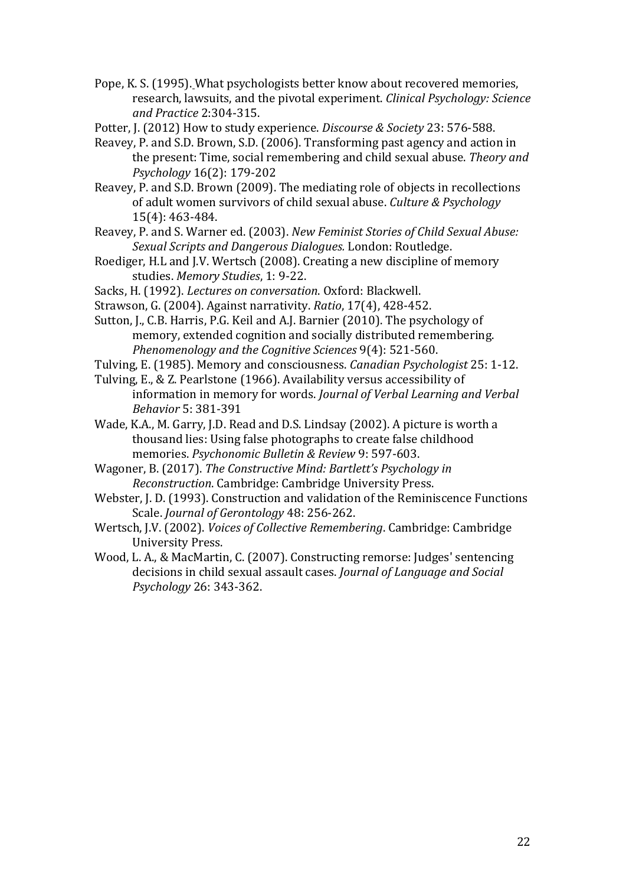Pope, K. S. (1995). What psychologists better know about recovered memories, research, lawsuits, and the pivotal experiment. *Clinical Psychology: Science and Practice* 2:304-315.

Potter, J. (2012) How to study experience. *Discourse & Society* 23: 576-588.

Reavey, P. and S.D. Brown, S.D. (2006). Transforming past agency and action in the present: Time, social remembering and child sexual abuse. *Theory and Psychology* 16(2): 179-202

Reavey, P. and S.D. Brown (2009). The mediating role of objects in recollections of adult women survivors of child sexual abuse. *Culture & Psychology* 15(4): 463-484.

Reavey, P. and S. Warner ed. (2003). *New Feminist Stories of Child Sexual Abuse: Sexual Scripts and Dangerous Dialogues.* London: Routledge.

Roediger, H.L and J.V. Wertsch (2008). Creating a new discipline of memory studies. *Memory Studies*, 1: 9-22.

Sacks, H. (1992). *Lectures on conversation*. Oxford: Blackwell.

Strawson, G. (2004). Against narrativity. *Ratio*, 17(4), 428-452.

Sutton, J., C.B. Harris, P.G. Keil and A.J. Barnier (2010). The psychology of memory, extended cognition and socially distributed remembering. *Phenomenology and the Cognitive Sciences* 9(4): 521-560.

Tulving, E. (1985). Memory and consciousness. *Canadian Psychologist* 25: 1-12.

Tulving, E., & Z. Pearlstone (1966). Availability versus accessibility of information in memory for words. *Journal of Verbal Learning and Verbal Behavior* 5: 381-391

Wade, K.A., M. Garry, J.D. Read and D.S. Lindsay (2002). A picture is worth a thousand lies: Using false photographs to create false childhood memories. *Psychonomic Bulletin & Review* 9: 597-603.

Wagoner, B. (2017). *The Constructive Mind: Bartlett's Psychology in Reconstruction*. Cambridge: Cambridge University Press.

Webster, J. D. (1993). Construction and validation of the Reminiscence Functions Scale. *Journal of Gerontology* 48: 256-262.

Wertsch, J.V. (2002). *Voices of Collective Remembering*. Cambridge: Cambridge University Press.

Wood, L. A., & MacMartin, C. (2007). Constructing remorse: Judges' sentencing decisions in child sexual assault cases. *Journal of Language and Social Psychology* 26: 343-362.